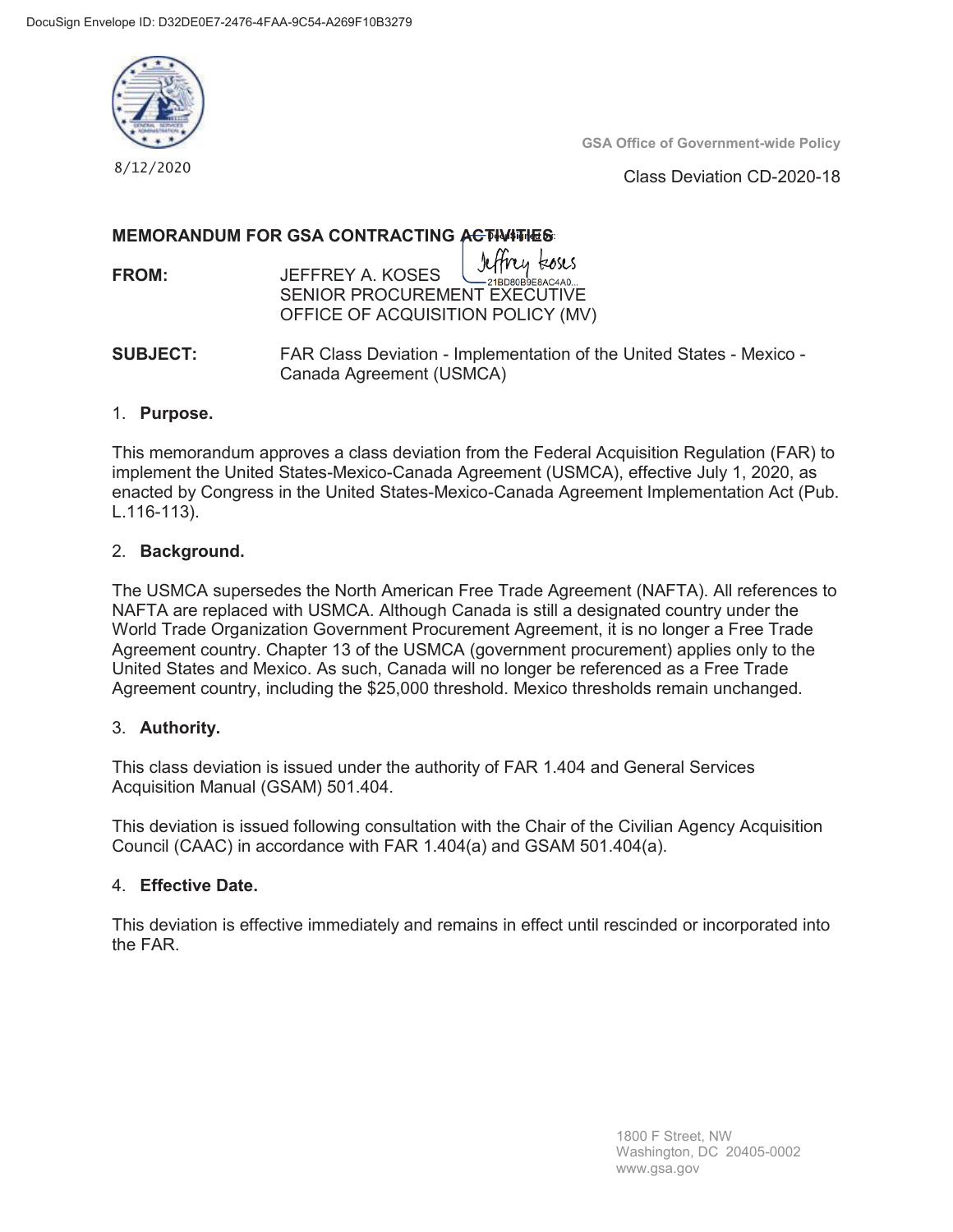DocuSign Envelope ID: D32DE0E7-2476-4FAA-9C54-A269F10B3279

8/12/2020

GSA Office of Government-wide Policy

Class Deviation CD-2020-18

**MEMORANDUM FOR GSA CONTRACTING ACTIVITIES**

**FROM:** JEFFREY A. KOSES
SENIOR PROCUREMENT EXECUTIVE
OFFICE OF ACQUISITION POLICY (MV)

**SUBJECT:** FAR Class Deviation - Implementation of the United States - Mexico - Canada Agreement (USMCA)

1. **Purpose.**

This memorandum approves a class deviation from the Federal Acquisition Regulation (FAR) to implement the United States-Mexico-Canada Agreement (USMCA), effective July 1, 2020, as enacted by Congress in the United States-Mexico-Canada Agreement Implementation Act (Pub. L.116-113).

2. **Background.**

The USMCA supersedes the North American Free Trade Agreement (NAFTA). All references to NAFTA are replaced with USMCA. Although Canada is still a designated country under the World Trade Organization Government Procurement Agreement, it is no longer a Free Trade Agreement country. Chapter 13 of the USMCA (government procurement) applies only to the United States and Mexico. As such, Canada will no longer be referenced as a Free Trade Agreement country, including the $25,000 threshold. Mexico thresholds remain unchanged.

3. **Authority.**

This class deviation is issued under the authority of FAR 1.404 and General Services Acquisition Manual (GSAM) 501.404.

This deviation is issued following consultation with the Chair of the Civilian Agency Acquisition Council (CAAC) in accordance with FAR 1.404(a) and GSAM 501.404(a).

4. **Effective Date.**

This deviation is effective immediately and remains in effect until rescinded or incorporated into the FAR.

1800 F Street, NW
Washington, DC 20405-0002
www.gsa.gov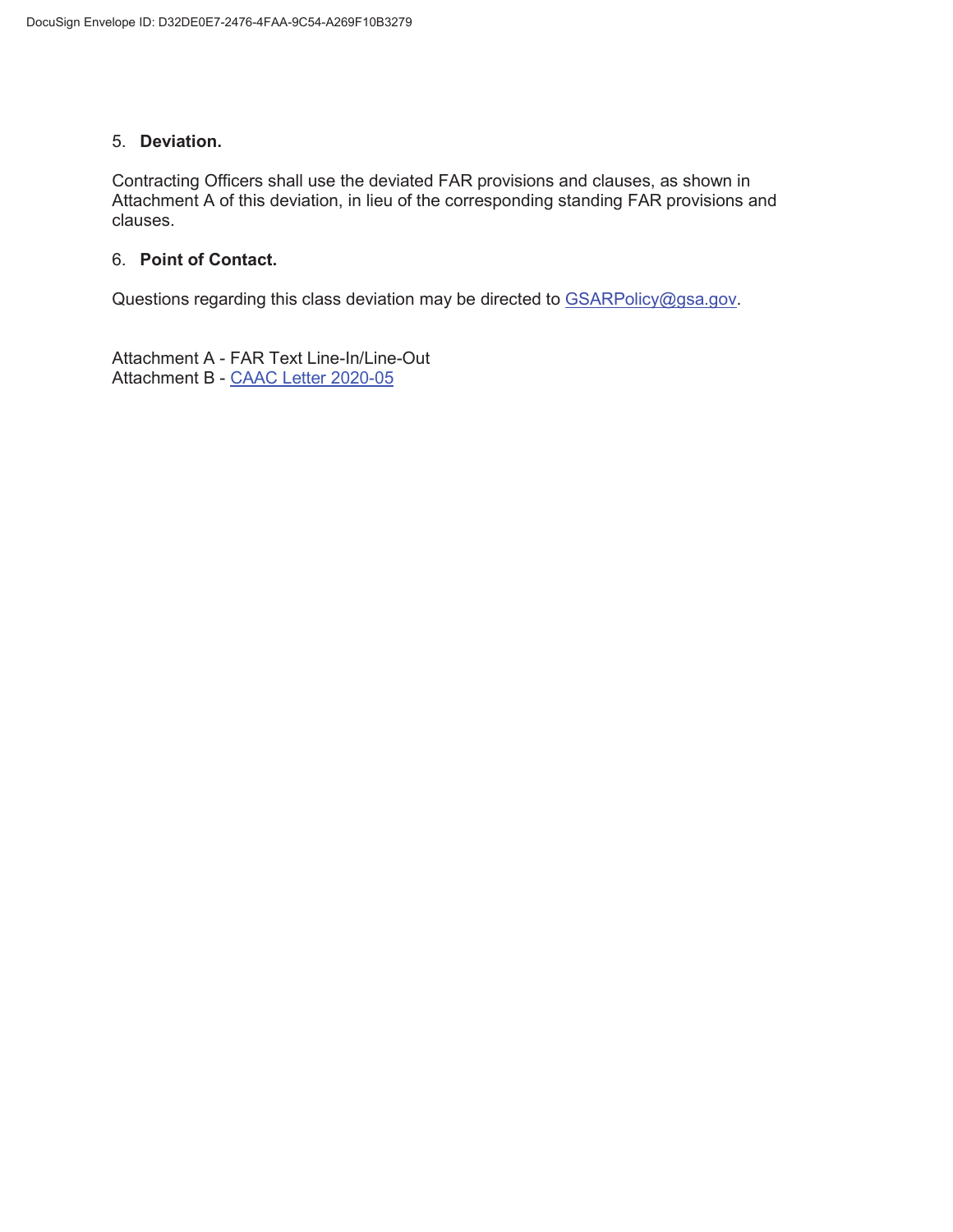5. **Deviation.**

Contracting Officers shall use the deviated FAR provisions and clauses, as shown in Attachment A of this deviation, in lieu of the corresponding standing FAR provisions and clauses.

6. **Point of Contact.**

Questions regarding this class deviation may be directed to GSARPolicy@gsa.gov.

Attachment A - FAR Text Line-In/Line-Out
Attachment B - CAAC Letter 2020-05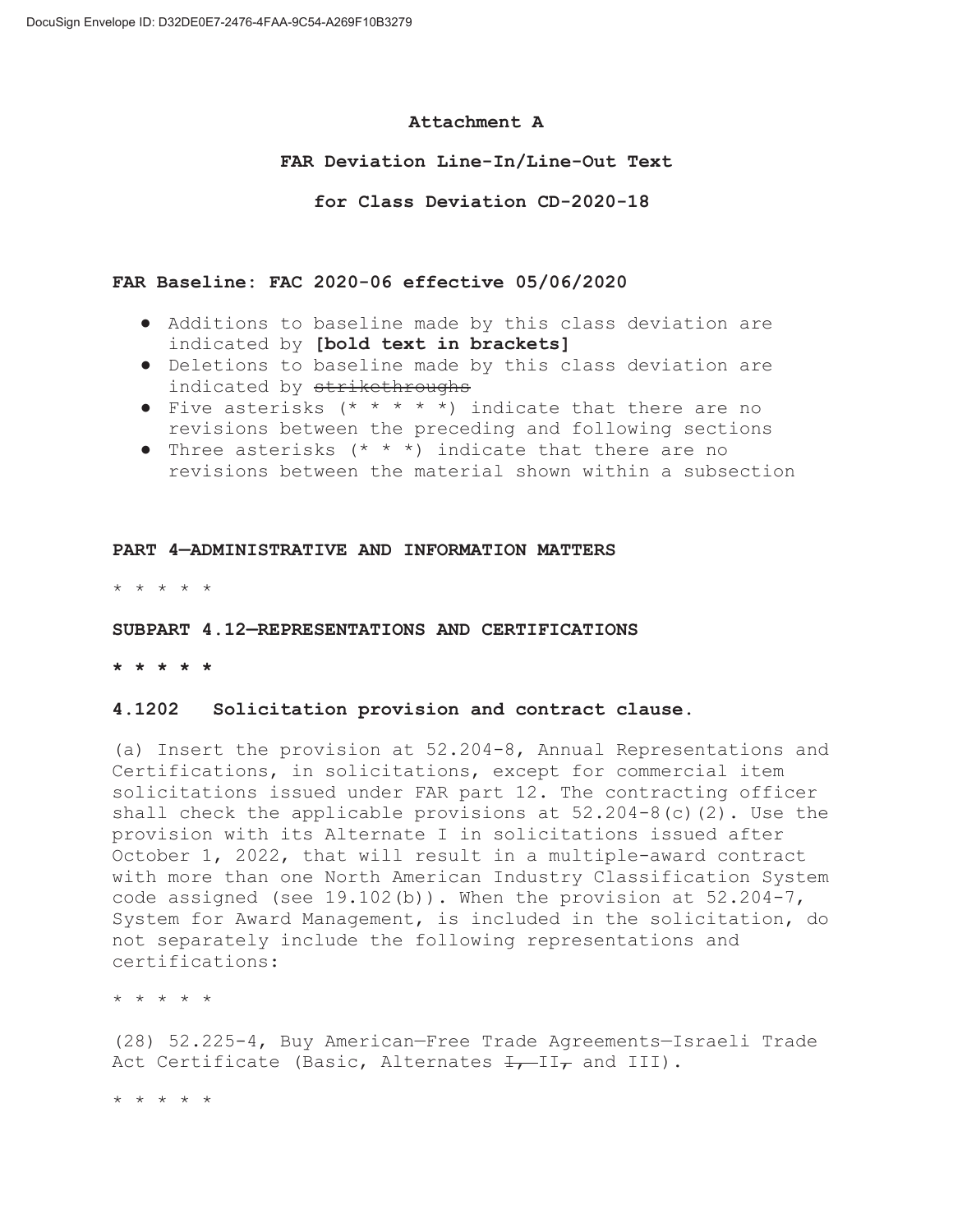**Attachment A**

**FAR Deviation Line-In/Line-Out Text**

**for Class Deviation CD-2020-18**

**FAR Baseline: FAC 2020-06 effective 05/06/2020**

- Additions to baseline made by this class deviation are indicated by **[bold text in brackets]**
- Deletions to baseline made by this class deviation are indicated by ~~strikethroughs~~
- Five asterisks (* * * * *) indicate that there are no revisions between the preceding and following sections
- Three asterisks (* * *) indicate that there are no revisions between the material shown within a subsection

**PART 4—ADMINISTRATIVE AND INFORMATION MATTERS**

* * * * *

**SUBPART 4.12—REPRESENTATIONS AND CERTIFICATIONS**

**\* \* \* \* \***

**4.1202 Solicitation provision and contract clause.**

(a) Insert the provision at 52.204-8, Annual Representations and Certifications, in solicitations, except for commercial item solicitations issued under FAR part 12. The contracting officer shall check the applicable provisions at 52.204-8(c)(2). Use the provision with its Alternate I in solicitations issued after October 1, 2022, that will result in a multiple-award contract with more than one North American Industry Classification System code assigned (see 19.102(b)). When the provision at 52.204-7, System for Award Management, is included in the solicitation, do not separately include the following representations and certifications:

* * * * *

(28) 52.225-4, Buy American—Free Trade Agreements—Israeli Trade Act Certificate (Basic, Alternates ~~I, II,~~ and III).

* * * * *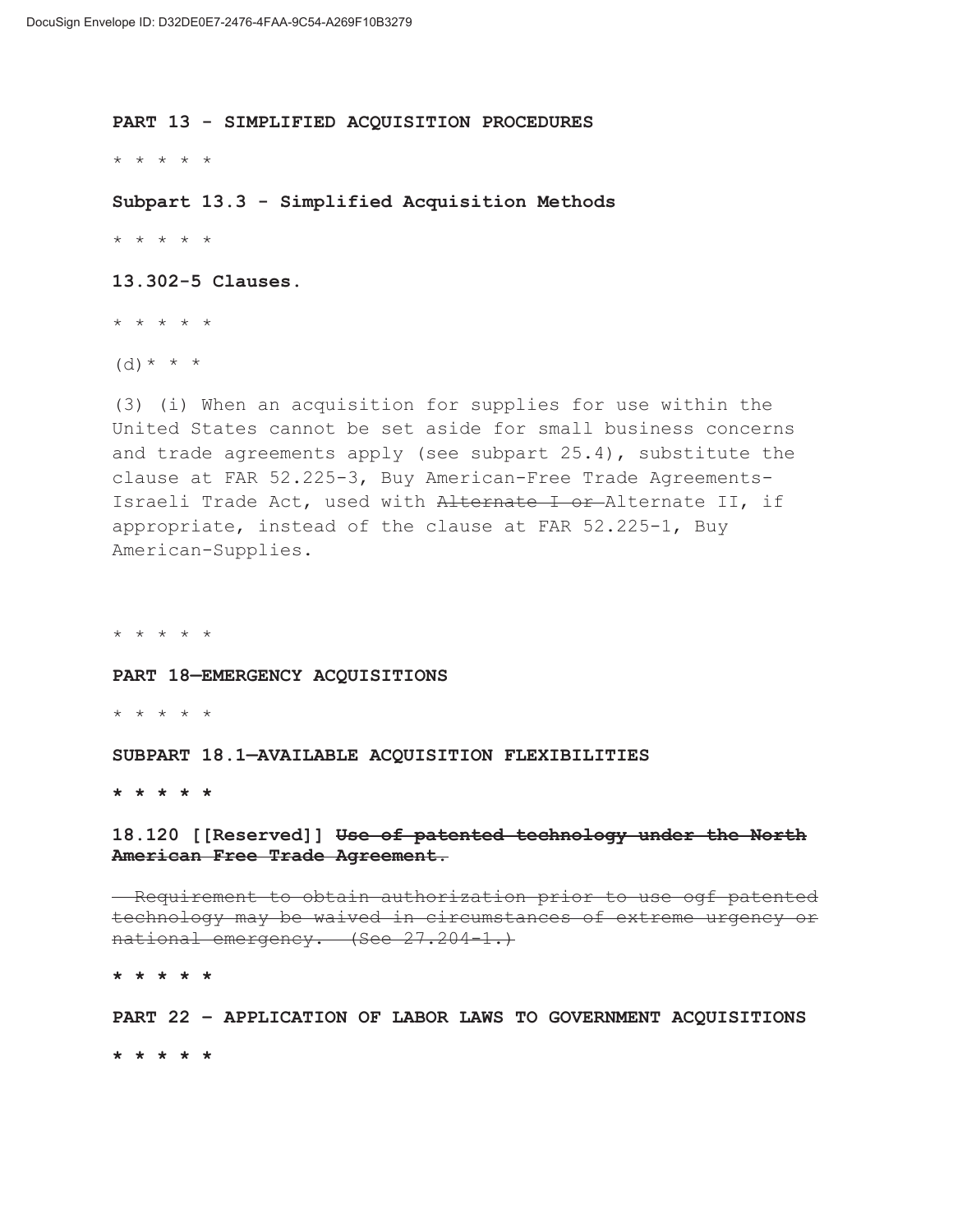**PART 13 - SIMPLIFIED ACQUISITION PROCEDURES**

* * * * *

**Subpart 13.3 - Simplified Acquisition Methods**

* * * * *

**13.302-5 Clauses.**

* * * * *

(d) * * *

(3) (i) When an acquisition for supplies for use within the United States cannot be set aside for small business concerns and trade agreements apply (see subpart 25.4), substitute the clause at FAR 52.225-3, Buy American-Free Trade Agreements-Israeli Trade Act, used with ~~Alternate I or~~ Alternate II, if appropriate, instead of the clause at FAR 52.225-1, Buy American-Supplies.

* * * * *

**PART 18—EMERGENCY ACQUISITIONS**

* * * * *

**SUBPART 18.1—AVAILABLE ACQUISITION FLEXIBILITIES**

**\* \* \* \* \***

**18.120 [[Reserved]] ~~Use of patented technology under the North American Free Trade Agreement.~~**

~~Requirement to obtain authorization prior to use ogf patented technology may be waived in circumstances of extreme urgency or national emergency. (See 27.204-1.)~~

**\* \* \* \* \***

**PART 22 – APPLICATION OF LABOR LAWS TO GOVERNMENT ACQUISITIONS**

**\* \* \* \* \***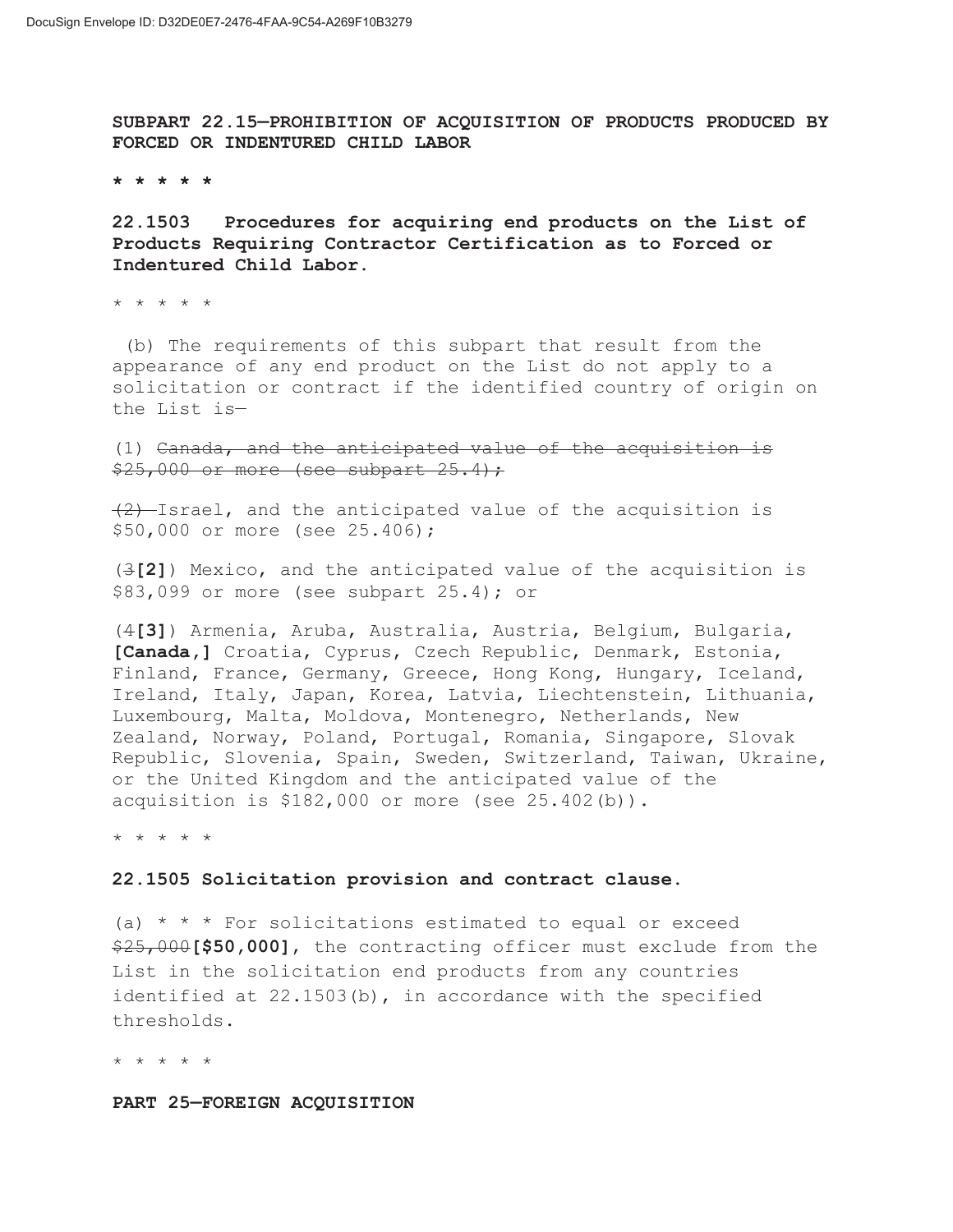**SUBPART 22.15—PROHIBITION OF ACQUISITION OF PRODUCTS PRODUCED BY FORCED OR INDENTURED CHILD LABOR**

**\* \* \* \* \***

**22.1503 Procedures for acquiring end products on the List of Products Requiring Contractor Certification as to Forced or Indentured Child Labor.**

\* \* \* \* \*

(b) The requirements of this subpart that result from the appearance of any end product on the List do not apply to a solicitation or contract if the identified country of origin on the List is—

(1) ~~Canada, and the anticipated value of the acquisition is $25,000 or more (see subpart 25.4);~~

~~(2)~~ Israel, and the anticipated value of the acquisition is $50,000 or more (see 25.406);

(~~3~~**[2]**) Mexico, and the anticipated value of the acquisition is $83,099 or more (see subpart 25.4); or

(~~4~~**[3]**) Armenia, Aruba, Australia, Austria, Belgium, Bulgaria, **[Canada,]** Croatia, Cyprus, Czech Republic, Denmark, Estonia, Finland, France, Germany, Greece, Hong Kong, Hungary, Iceland, Ireland, Italy, Japan, Korea, Latvia, Liechtenstein, Lithuania, Luxembourg, Malta, Moldova, Montenegro, Netherlands, New Zealand, Norway, Poland, Portugal, Romania, Singapore, Slovak Republic, Slovenia, Spain, Sweden, Switzerland, Taiwan, Ukraine, or the United Kingdom and the anticipated value of the acquisition is $182,000 or more (see 25.402(b)).

\* \* \* \* \*

**22.1505 Solicitation provision and contract clause.**

(a) \* \* \* For solicitations estimated to equal or exceed ~~$25,000~~**[$50,000]**, the contracting officer must exclude from the List in the solicitation end products from any countries identified at 22.1503(b), in accordance with the specified thresholds.

\* \* \* \* \*

**PART 25—FOREIGN ACQUISITION**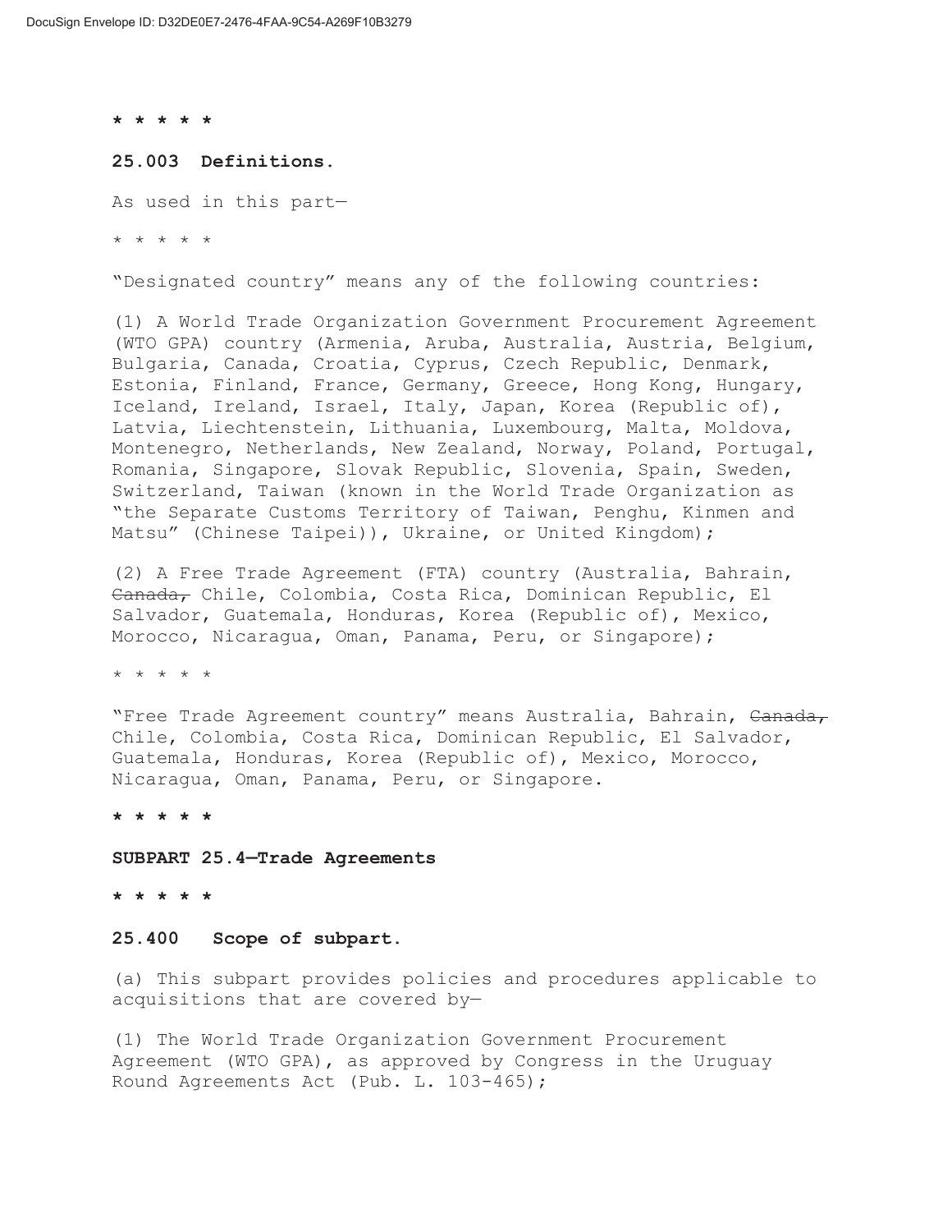**\* \* \* \* \***

**25.003 Definitions.**

As used in this part—

\* \* \* \* \*

"Designated country" means any of the following countries:

(1) A World Trade Organization Government Procurement Agreement (WTO GPA) country (Armenia, Aruba, Australia, Austria, Belgium, Bulgaria, Canada, Croatia, Cyprus, Czech Republic, Denmark, Estonia, Finland, France, Germany, Greece, Hong Kong, Hungary, Iceland, Ireland, Israel, Italy, Japan, Korea (Republic of), Latvia, Liechtenstein, Lithuania, Luxembourg, Malta, Moldova, Montenegro, Netherlands, New Zealand, Norway, Poland, Portugal, Romania, Singapore, Slovak Republic, Slovenia, Spain, Sweden, Switzerland, Taiwan (known in the World Trade Organization as "the Separate Customs Territory of Taiwan, Penghu, Kinmen and Matsu" (Chinese Taipei)), Ukraine, or United Kingdom);

(2) A Free Trade Agreement (FTA) country (Australia, Bahrain, ~~Canada,~~ Chile, Colombia, Costa Rica, Dominican Republic, El Salvador, Guatemala, Honduras, Korea (Republic of), Mexico, Morocco, Nicaragua, Oman, Panama, Peru, or Singapore);

\* \* \* \* \*

"Free Trade Agreement country" means Australia, Bahrain, ~~Canada,~~ Chile, Colombia, Costa Rica, Dominican Republic, El Salvador, Guatemala, Honduras, Korea (Republic of), Mexico, Morocco, Nicaragua, Oman, Panama, Peru, or Singapore.

**\* \* \* \* \***

**SUBPART 25.4—Trade Agreements**

**\* \* \* \* \***

**25.400 Scope of subpart.**

(a) This subpart provides policies and procedures applicable to acquisitions that are covered by—

(1) The World Trade Organization Government Procurement Agreement (WTO GPA), as approved by Congress in the Uruguay Round Agreements Act (Pub. L. 103-465);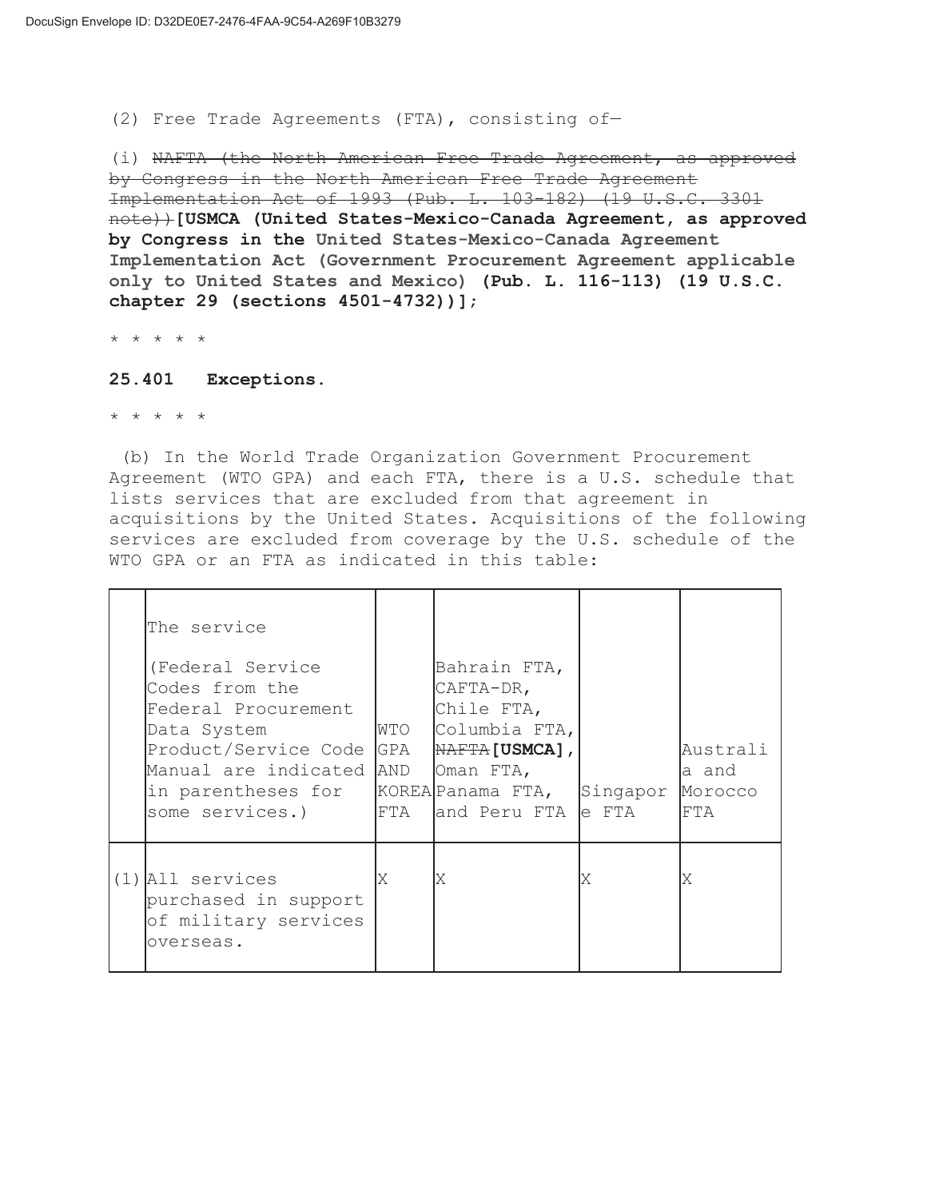(2) Free Trade Agreements (FTA), consisting of—

(i) ~~NAFTA (the North American Free Trade Agreement, as approved by Congress in the North American Free Trade Agreement Implementation Act of 1993 (Pub. L. 103-182) (19 U.S.C. 3301 note))~~**[USMCA (United States-Mexico-Canada Agreement, as approved by Congress in the United States-Mexico-Canada Agreement Implementation Act (Government Procurement Agreement applicable only to United States and Mexico) (Pub. L. 116-113) (19 U.S.C. chapter 29 (sections 4501-4732))]**;

\* \* \* \* \*

**25.401 Exceptions.**

\* \* \* \* \*

(b) In the World Trade Organization Government Procurement Agreement (WTO GPA) and each FTA, there is a U.S. schedule that lists services that are excluded from that agreement in acquisitions by the United States. Acquisitions of the following services are excluded from coverage by the U.S. schedule of the WTO GPA or an FTA as indicated in this table:

| | The service (Federal Service Codes from the Federal Procurement Data System Product/Service Code Manual are indicated in parentheses for some services.) | WTO GPA AND KOREA FTA | Bahrain FTA, CAFTA-DR, Chile FTA, Columbia FTA, ~~NAFTA~~**[USMCA]**, Oman FTA, Panama FTA, and Peru FTA | Singapore FTA | Australia and Morocco FTA |
|---|---|---|---|---|---|
| (1) | All services purchased in support of military services overseas. | X | X | X | X |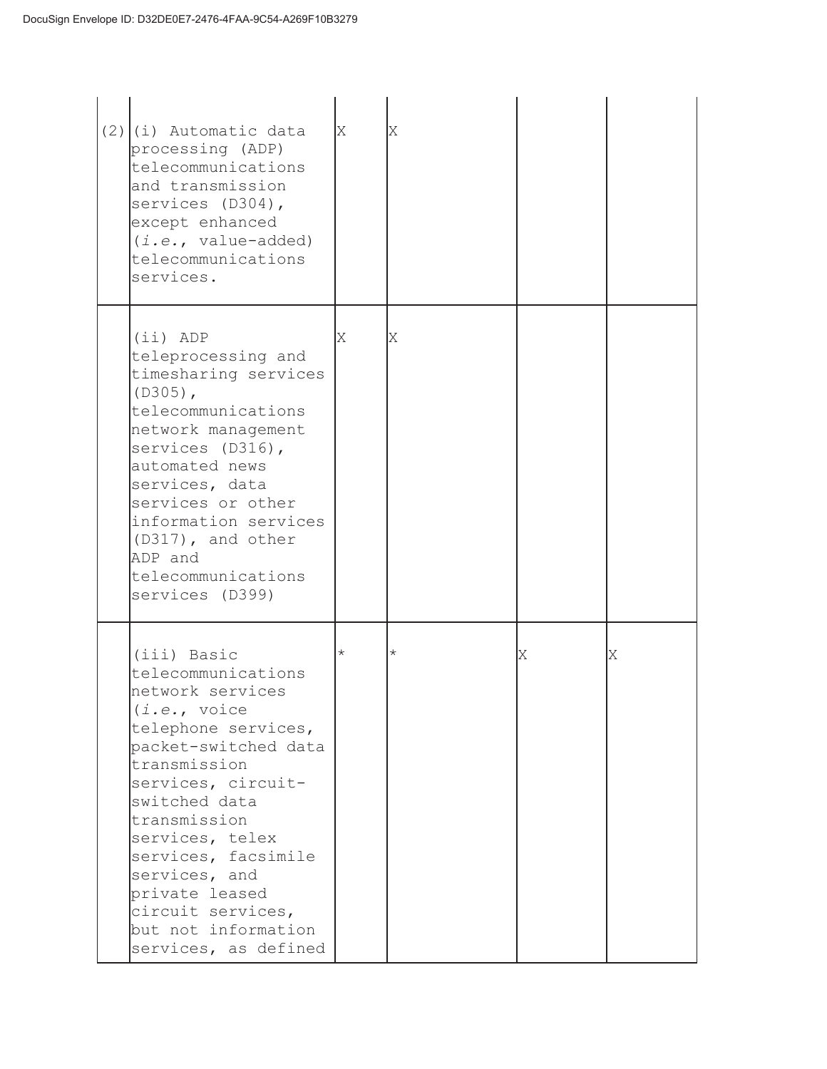| | | | | | |
|---|---|---|---|---|---|
| (2) | (i) Automatic data processing (ADP) telecommunications and transmission services (D304), except enhanced (*i.e.*, value-added) telecommunications services. | X | X | | |
| | (ii) ADP teleprocessing and timesharing services (D305), telecommunications network management services (D316), automated news services, data services or other information services (D317), and other ADP and telecommunications services (D399) | X | X | | |
| | (iii) Basic telecommunications network services (*i.e.*, voice telephone services, packet-switched data transmission services, circuit-switched data transmission services, telex services, facsimile services, and private leased circuit services, but not information services, as defined | * | * | X | X |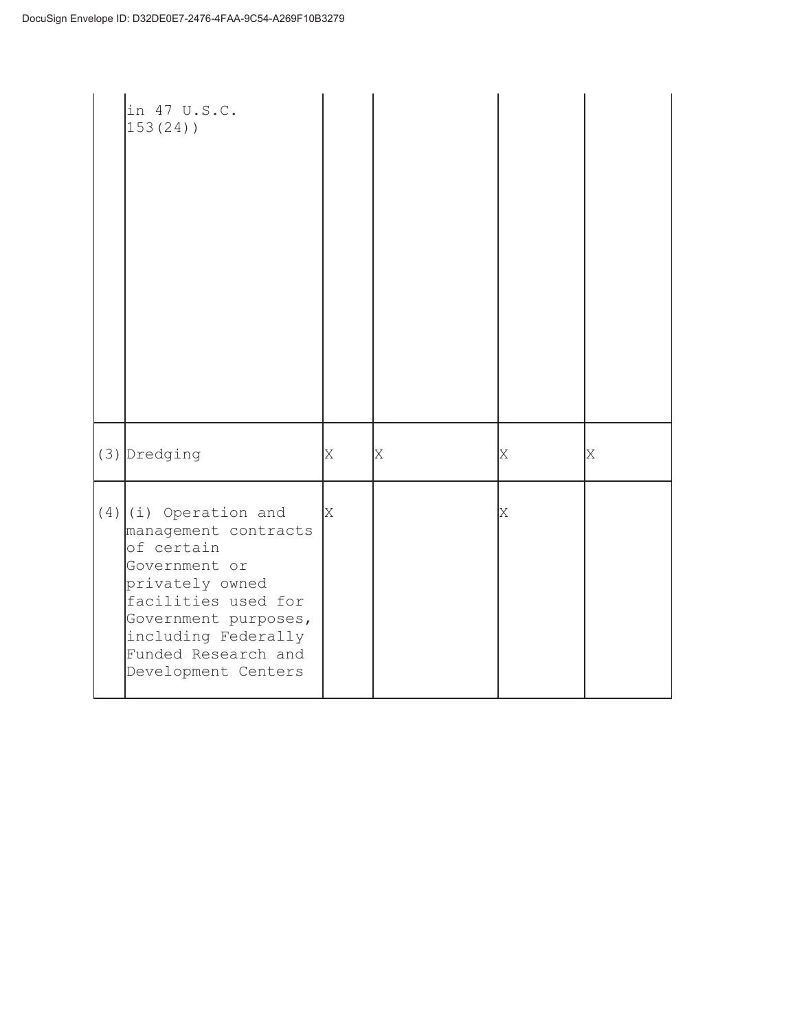| | | | | | |
|---|---|---|---|---|---|
| | in 47 U.S.C. 153(24)) | | | | |
| (3) | Dredging | X | X | X | X |
| (4) | (i) Operation and management contracts of certain Government or privately owned facilities used for Government purposes, including Federally Funded Research and Development Centers | X | | X | |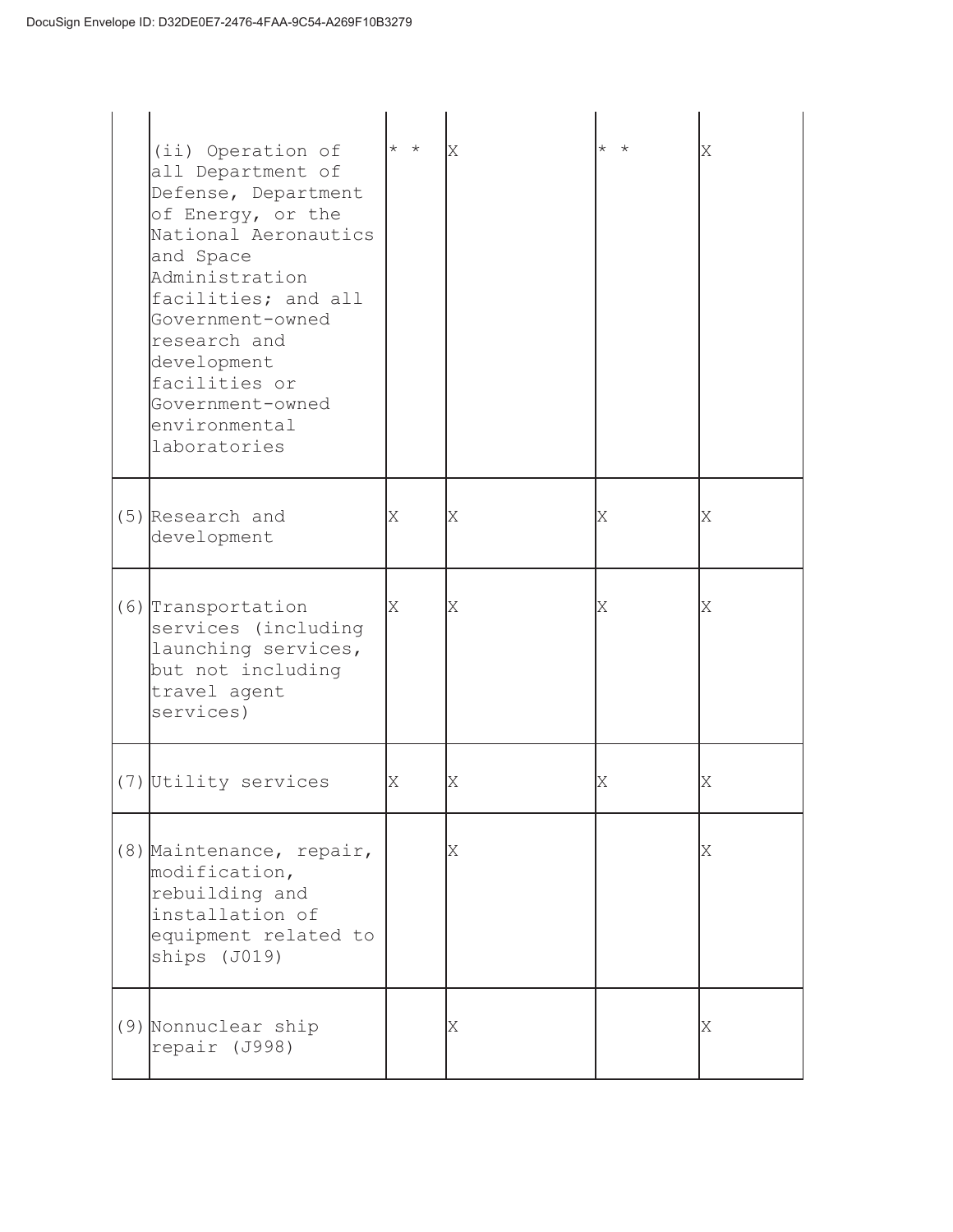| | | | | | |
|---|---|---|---|---|---|
| | (ii) Operation of all Department of Defense, Department of Energy, or the National Aeronautics and Space Administration facilities; and all Government-owned research and development facilities or Government-owned environmental laboratories | * * | X | * * | X |
| (5) | Research and development | X | X | X | X |
| (6) | Transportation services (including launching services, but not including travel agent services) | X | X | X | X |
| (7) | Utility services | X | X | X | X |
| (8) | Maintenance, repair, modification, rebuilding and installation of equipment related to ships (J019) | | X | | X |
| (9) | Nonnuclear ship repair (J998) | | X | | X |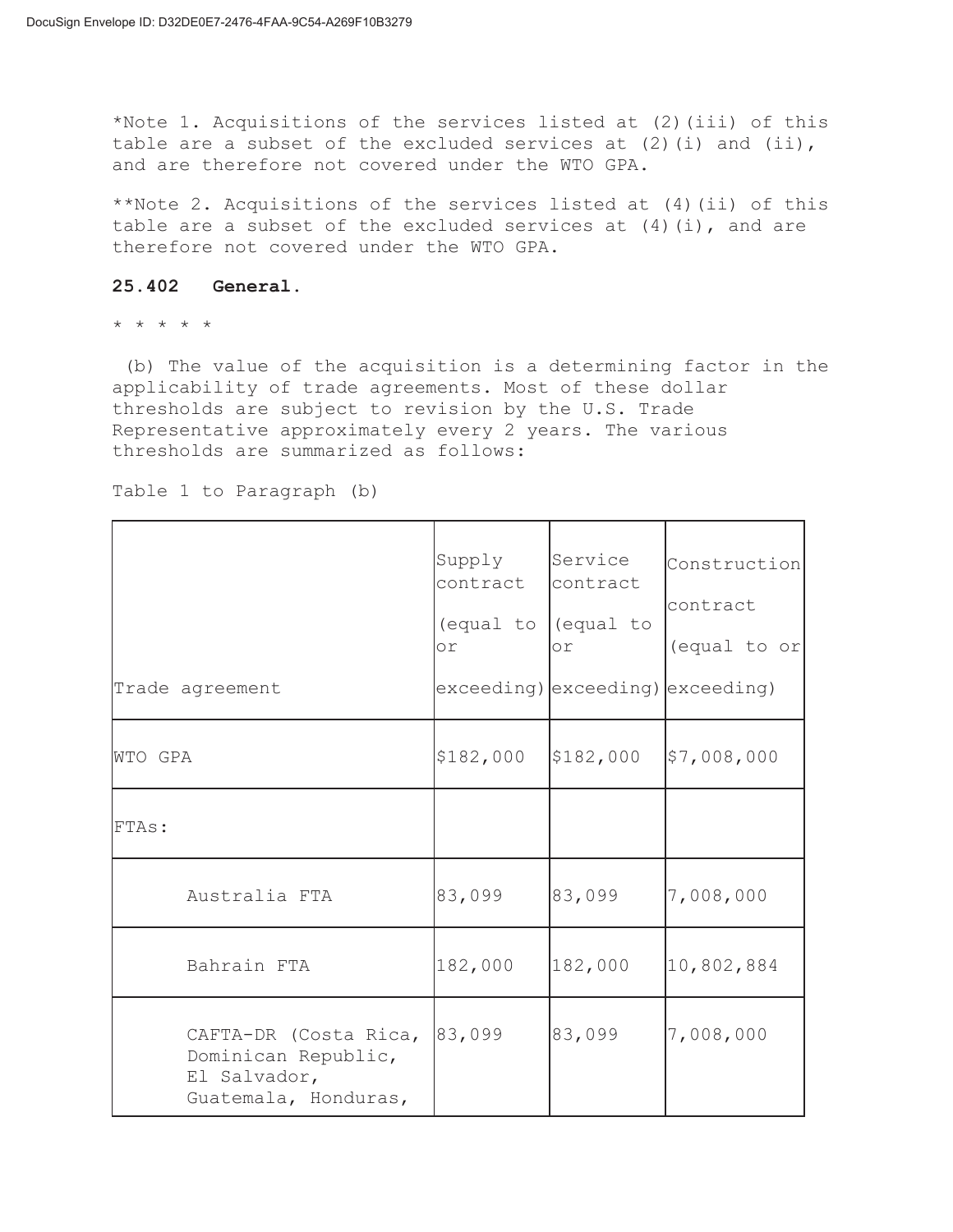*Note 1. Acquisitions of the services listed at (2)(iii) of this table are a subset of the excluded services at (2)(i) and (ii), and are therefore not covered under the WTO GPA.

**Note 2. Acquisitions of the services listed at (4)(ii) of this table are a subset of the excluded services at (4)(i), and are therefore not covered under the WTO GPA.

### 25.402 General.

* * * * *

(b) The value of the acquisition is a determining factor in the applicability of trade agreements. Most of these dollar thresholds are subject to revision by the U.S. Trade Representative approximately every 2 years. The various thresholds are summarized as follows:

Table 1 to Paragraph (b)

| Trade agreement | Supply contract (equal to or exceeding) | Service contract (equal to or exceeding) | Construction contract (equal to or exceeding) |
|---|---|---|---|
| WTO GPA | $182,000 | $182,000 | $7,008,000 |
| FTAs: | | | |
| Australia FTA | 83,099 | 83,099 | 7,008,000 |
| Bahrain FTA | 182,000 | 182,000 | 10,802,884 |
| CAFTA-DR (Costa Rica, Dominican Republic, El Salvador, Guatemala, Honduras, | 83,099 | 83,099 | 7,008,000 |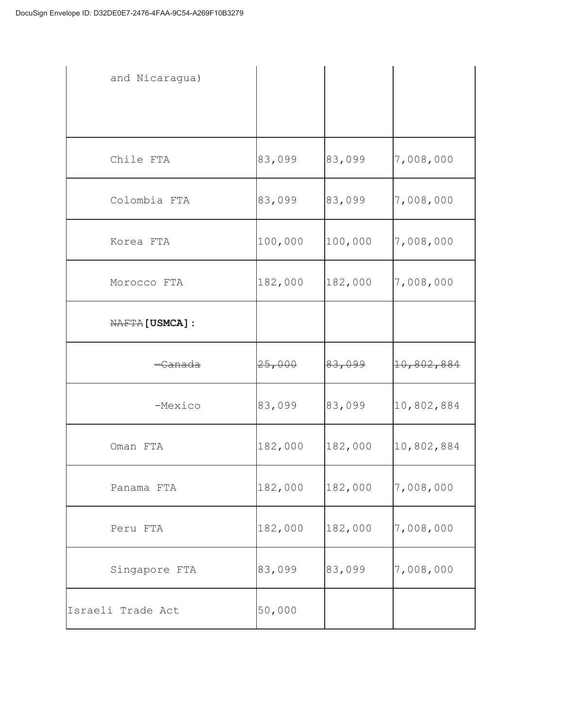| | | | |
|---|---|---|---|
| and Nicaragua) | | | |
| Chile FTA | 83,099 | 83,099 | 7,008,000 |
| Colombia FTA | 83,099 | 83,099 | 7,008,000 |
| Korea FTA | 100,000 | 100,000 | 7,008,000 |
| Morocco FTA | 182,000 | 182,000 | 7,008,000 |
| ~~NAFTA~~**[USMCA]**: | | | |
| ~~-Canada~~ | ~~25,000~~ | ~~83,099~~ | ~~10,802,884~~ |
| -Mexico | 83,099 | 83,099 | 10,802,884 |
| Oman FTA | 182,000 | 182,000 | 10,802,884 |
| Panama FTA | 182,000 | 182,000 | 7,008,000 |
| Peru FTA | 182,000 | 182,000 | 7,008,000 |
| Singapore FTA | 83,099 | 83,099 | 7,008,000 |
| Israeli Trade Act | 50,000 | | |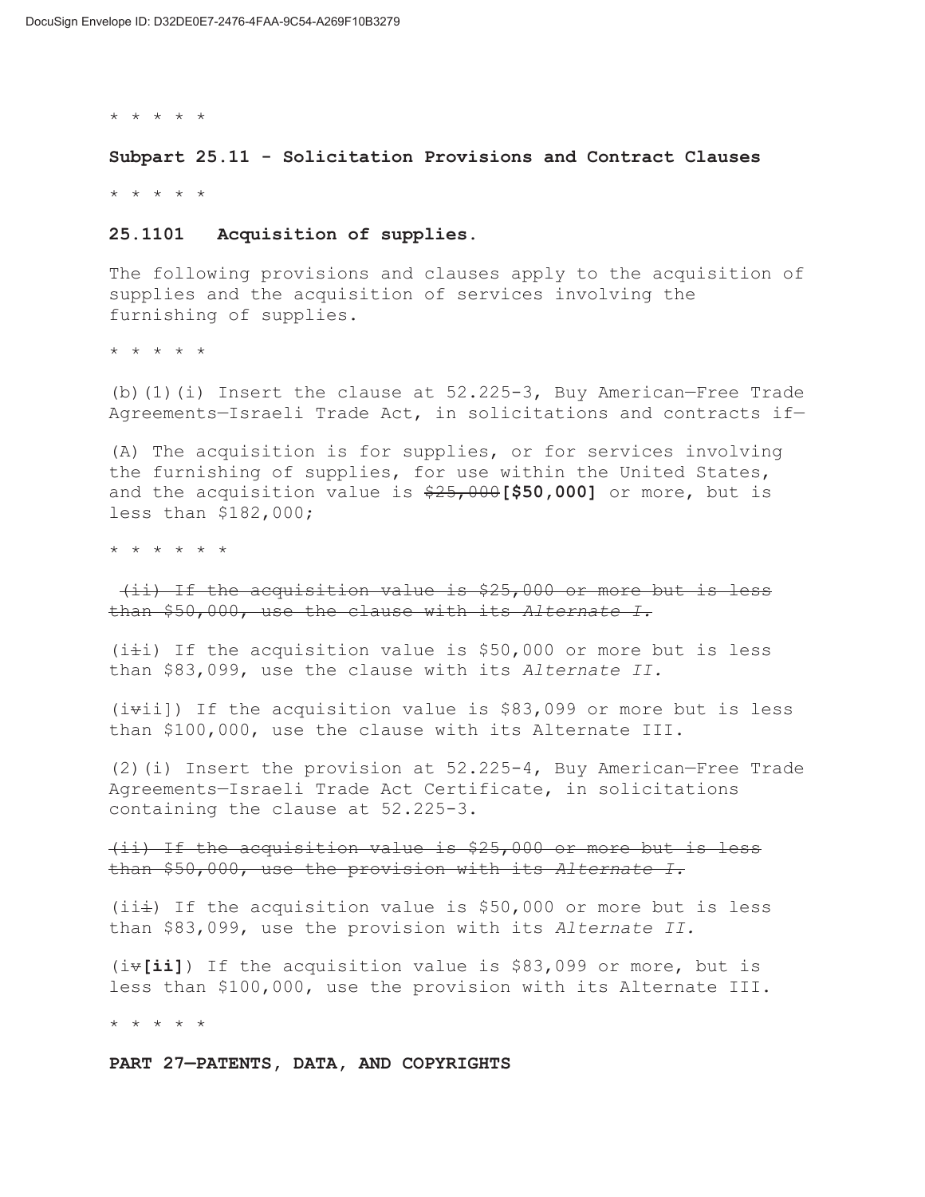\* \* \* \* \*

**Subpart 25.11 - Solicitation Provisions and Contract Clauses**

\* \* \* \* \*

**25.1101 Acquisition of supplies.**

The following provisions and clauses apply to the acquisition of supplies and the acquisition of services involving the furnishing of supplies.

\* \* \* \* \*

(b)(1)(i) Insert the clause at 52.225-3, Buy American—Free Trade Agreements—Israeli Trade Act, in solicitations and contracts if—

(A) The acquisition is for supplies, or for services involving the furnishing of supplies, for use within the United States, and the acquisition value is ~~$25,000~~**[$50,000]** or more, but is less than $182,000;

\* \* \* \* \* \*

~~(ii) If the acquisition value is $25,000 or more but is less than $50,000, use the clause with its *Alternate I.*~~

(i~~i~~i) If the acquisition value is $50,000 or more but is less than $83,099, use the clause with its *Alternate II.*

(i~~v~~ii]) If the acquisition value is $83,099 or more but is less than $100,000, use the clause with its Alternate III.

(2)(i) Insert the provision at 52.225-4, Buy American—Free Trade Agreements—Israeli Trade Act Certificate, in solicitations containing the clause at 52.225-3.

~~(ii) If the acquisition value is $25,000 or more but is less than $50,000, use the provision with its *Alternate I.*~~

(ii~~i~~) If the acquisition value is $50,000 or more but is less than $83,099, use the provision with its *Alternate II.*

(i~~v~~**[ii]**) If the acquisition value is $83,099 or more, but is less than $100,000, use the provision with its Alternate III.

\* \* \* \* \*

**PART 27—PATENTS, DATA, AND COPYRIGHTS**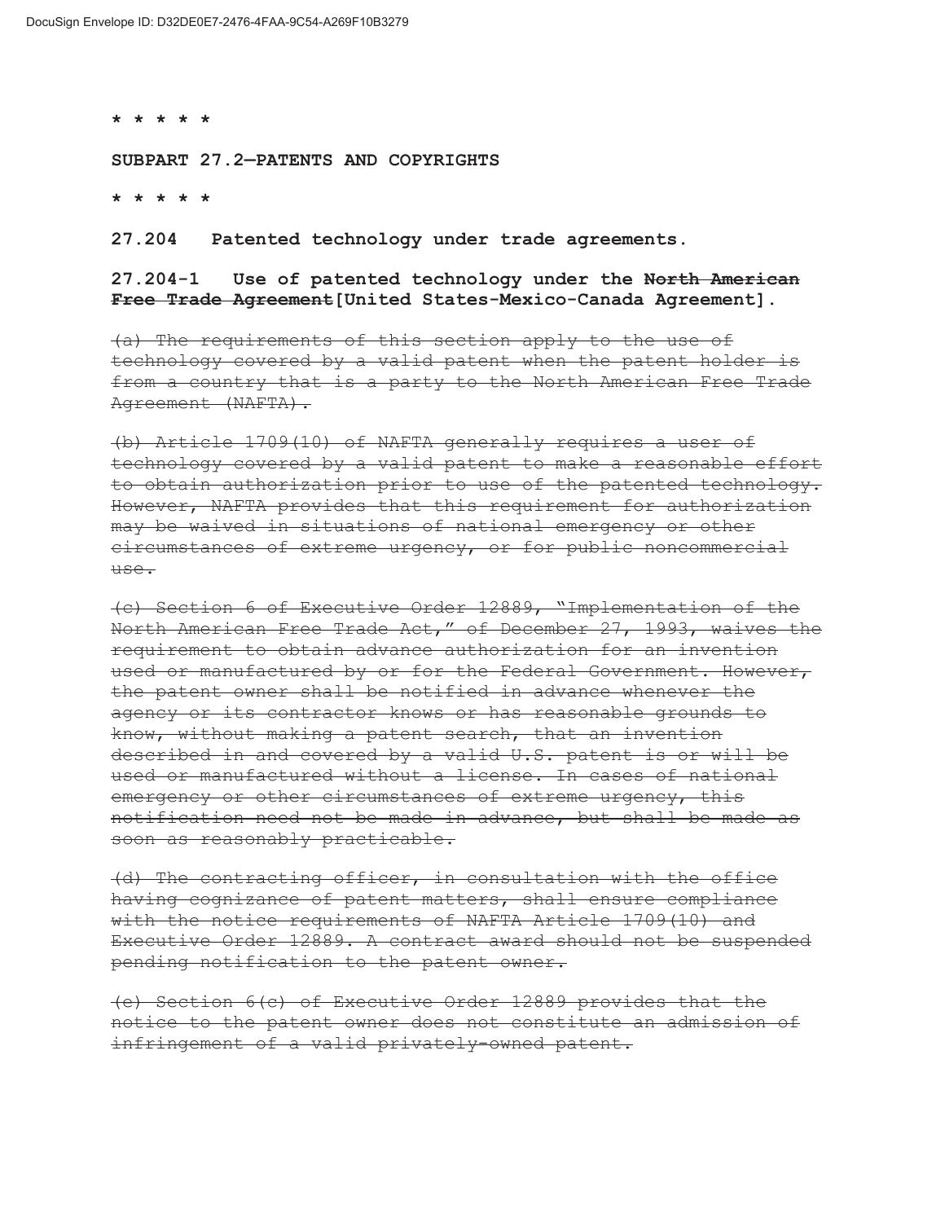\* \* \* \* \*

**SUBPART 27.2—PATENTS AND COPYRIGHTS**

\* \* \* \* \*

**27.204 Patented technology under trade agreements.**

**27.204-1 Use of patented technology under the ~~North American Free Trade Agreement~~[United States-Mexico-Canada Agreement].**

~~(a) The requirements of this section apply to the use of technology covered by a valid patent when the patent holder is from a country that is a party to the North American Free Trade Agreement (NAFTA).~~

~~(b) Article 1709(10) of NAFTA generally requires a user of technology covered by a valid patent to make a reasonable effort to obtain authorization prior to use of the patented technology. However, NAFTA provides that this requirement for authorization may be waived in situations of national emergency or other circumstances of extreme urgency, or for public noncommercial use.~~

~~(c) Section 6 of Executive Order 12889, "Implementation of the North American Free Trade Act," of December 27, 1993, waives the requirement to obtain advance authorization for an invention used or manufactured by or for the Federal Government. However, the patent owner shall be notified in advance whenever the agency or its contractor knows or has reasonable grounds to know, without making a patent search, that an invention described in and covered by a valid U.S. patent is or will be used or manufactured without a license. In cases of national emergency or other circumstances of extreme urgency, this notification need not be made in advance, but shall be made as soon as reasonably practicable.~~

~~(d) The contracting officer, in consultation with the office having cognizance of patent matters, shall ensure compliance with the notice requirements of NAFTA Article 1709(10) and Executive Order 12889. A contract award should not be suspended pending notification to the patent owner.~~

~~(e) Section 6(c) of Executive Order 12889 provides that the notice to the patent owner does not constitute an admission of infringement of a valid privately-owned patent.~~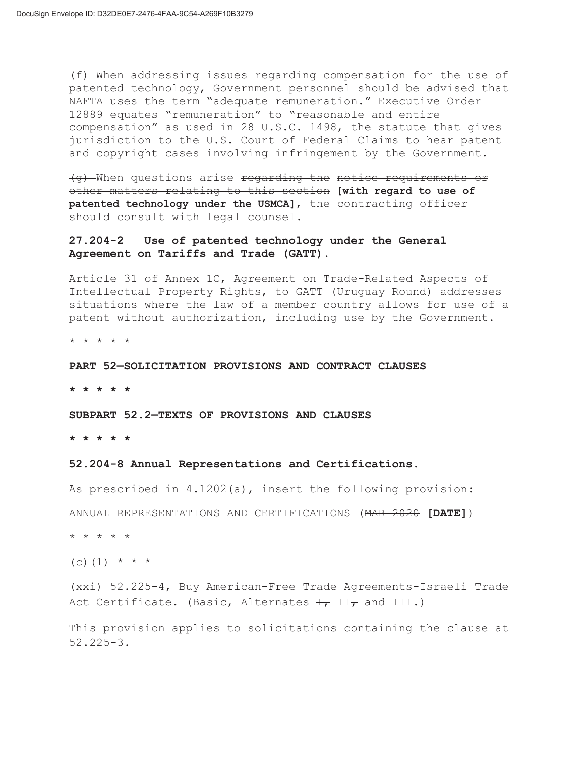~~(f) When addressing issues regarding compensation for the use of patented technology, Government personnel should be advised that NAFTA uses the term "adequate remuneration." Executive Order 12889 equates "remuneration" to "reasonable and entire compensation" as used in 28 U.S.C. 1498, the statute that gives jurisdiction to the U.S. Court of Federal Claims to hear patent and copyright cases involving infringement by the Government.~~

~~(g)~~ When questions arise ~~regarding the~~ ~~notice requirements or other matters relating to this section~~ **[with regard to use of patented technology under the USMCA]**, the contracting officer should consult with legal counsel.

**27.204-2 Use of patented technology under the General Agreement on Tariffs and Trade (GATT).**

Article 31 of Annex 1C, Agreement on Trade-Related Aspects of Intellectual Property Rights, to GATT (Uruguay Round) addresses situations where the law of a member country allows for use of a patent without authorization, including use by the Government.

\* \* \* \* \*

**PART 52—SOLICITATION PROVISIONS AND CONTRACT CLAUSES**

**\* \* \* \* \***

**SUBPART 52.2—TEXTS OF PROVISIONS AND CLAUSES**

**\* \* \* \* \***

**52.204-8 Annual Representations and Certifications.**

As prescribed in 4.1202(a), insert the following provision:

ANNUAL REPRESENTATIONS AND CERTIFICATIONS (~~MAR 2020~~ **[DATE]**)

\* \* \* \* \*

(c)(1) \* \* \*

(xxi) 52.225-4, Buy American-Free Trade Agreements-Israeli Trade Act Certificate. (Basic, Alternates ~~I,~~ II~~,~~ and III.)

This provision applies to solicitations containing the clause at 52.225-3.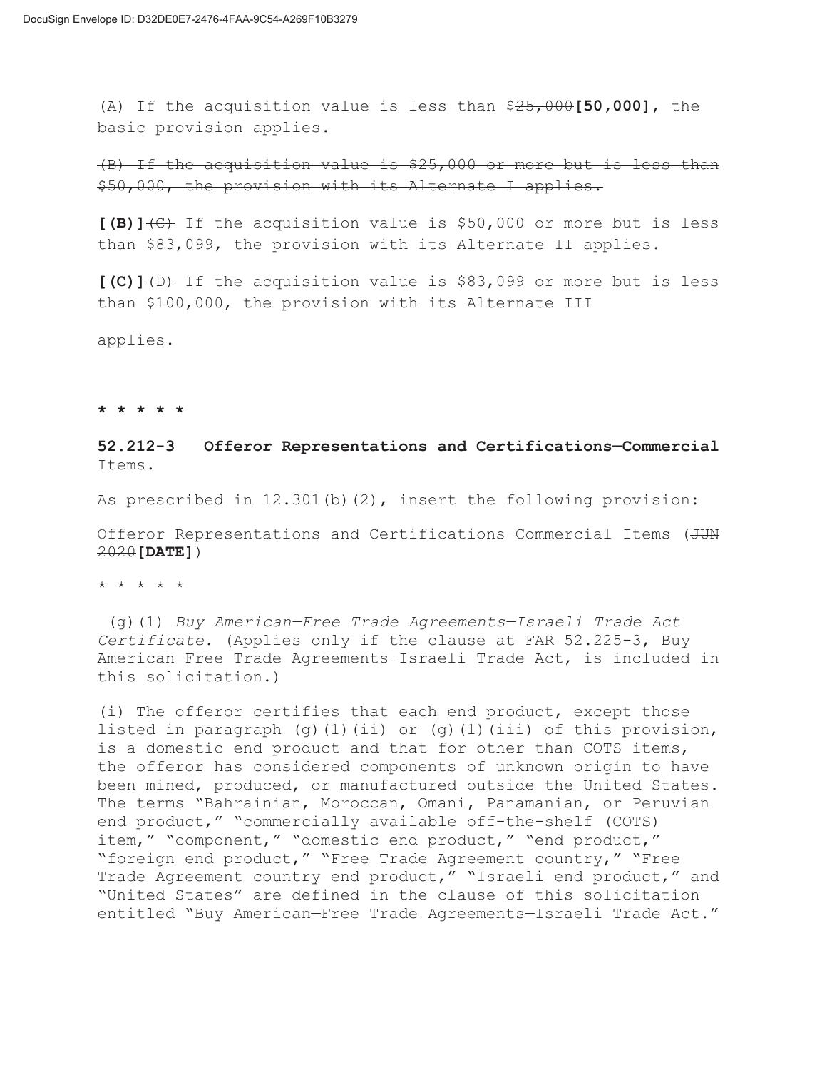(A) If the acquisition value is less than $~~25,000~~**[50,000]**, the basic provision applies.

~~(B) If the acquisition value is $25,000 or more but is less than $50,000, the provision with its Alternate I applies.~~

**[(B)]**~~(C)~~ If the acquisition value is $50,000 or more but is less than $83,099, the provision with its Alternate II applies.

**[(C)]**~~(D)~~ If the acquisition value is $83,099 or more but is less than $100,000, the provision with its Alternate III

applies.

**\* \* \* \* \***

**52.212-3 Offeror Representations and Certifications—Commercial** Items.

As prescribed in 12.301(b)(2), insert the following provision:

Offeror Representations and Certifications—Commercial Items (~~JUN 2020~~**[DATE]**)

\* \* \* \* \*

(g)(1) *Buy American—Free Trade Agreements—Israeli Trade Act Certificate.* (Applies only if the clause at FAR 52.225-3, Buy American—Free Trade Agreements—Israeli Trade Act, is included in this solicitation.)

(i) The offeror certifies that each end product, except those listed in paragraph (g)(1)(ii) or (g)(1)(iii) of this provision, is a domestic end product and that for other than COTS items, the offeror has considered components of unknown origin to have been mined, produced, or manufactured outside the United States. The terms "Bahrainian, Moroccan, Omani, Panamanian, or Peruvian end product," "commercially available off-the-shelf (COTS) item," "component," "domestic end product," "end product," "foreign end product," "Free Trade Agreement country," "Free Trade Agreement country end product," "Israeli end product," and "United States" are defined in the clause of this solicitation entitled "Buy American—Free Trade Agreements—Israeli Trade Act."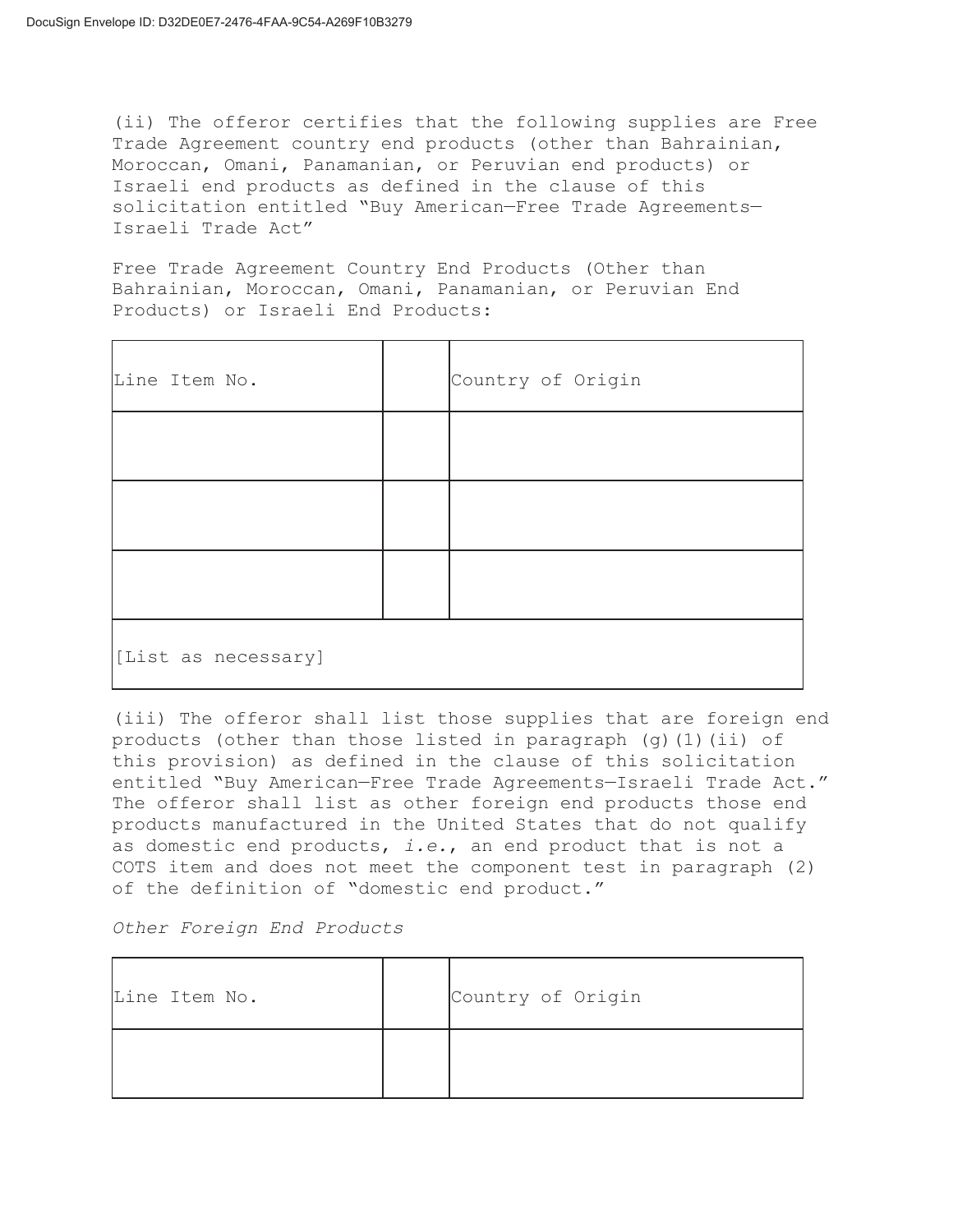(ii) The offeror certifies that the following supplies are Free Trade Agreement country end products (other than Bahrainian, Moroccan, Omani, Panamanian, or Peruvian end products) or Israeli end products as defined in the clause of this solicitation entitled "Buy American—Free Trade Agreements—Israeli Trade Act"

Free Trade Agreement Country End Products (Other than Bahrainian, Moroccan, Omani, Panamanian, or Peruvian End Products) or Israeli End Products:

| Line Item No. | | Country of Origin |
|---|---|---|
| | | |
| | | |
| | | |
| [List as necessary] | | |

(iii) The offeror shall list those supplies that are foreign end products (other than those listed in paragraph (g)(1)(ii) of this provision) as defined in the clause of this solicitation entitled "Buy American—Free Trade Agreements—Israeli Trade Act." The offeror shall list as other foreign end products those end products manufactured in the United States that do not qualify as domestic end products, *i.e.*, an end product that is not a COTS item and does not meet the component test in paragraph (2) of the definition of "domestic end product."

*Other Foreign End Products*

| Line Item No. | | Country of Origin |
|---|---|---|
| | | |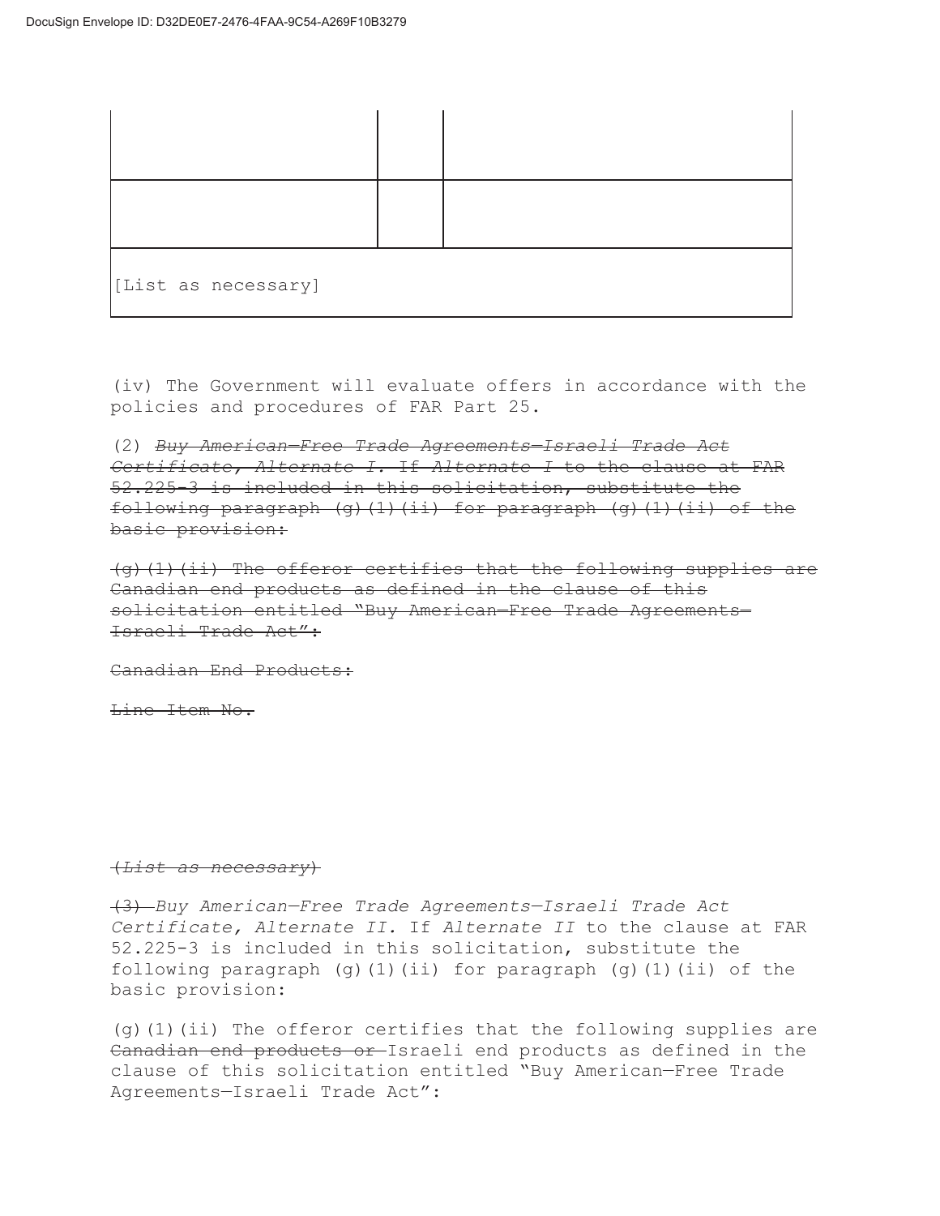| | | |
|---|---|---|
| | | |
| | | |
| [List as necessary] | | |

(iv) The Government will evaluate offers in accordance with the policies and procedures of FAR Part 25.

(2) ~~*Buy American—Free Trade Agreements—Israeli Trade Act Certificate, Alternate I.* If *Alternate I* to the clause at FAR 52.225-3 is included in this solicitation, substitute the following paragraph (g)(1)(ii) for paragraph (g)(1)(ii) of the basic provision:~~

~~(g)(1)(ii) The offeror certifies that the following supplies are Canadian end products as defined in the clause of this solicitation entitled "Buy American—Free Trade Agreements—Israeli Trade Act":~~

~~Canadian End Products:~~

~~Line Item No.~~

~~(*List as necessary*)~~

~~(3)~~ *Buy American—Free Trade Agreements—Israeli Trade Act Certificate, Alternate II.* If *Alternate II* to the clause at FAR 52.225-3 is included in this solicitation, substitute the following paragraph (g)(1)(ii) for paragraph (g)(1)(ii) of the basic provision:

(g)(1)(ii) The offeror certifies that the following supplies are ~~Canadian end products or~~ Israeli end products as defined in the clause of this solicitation entitled "Buy American—Free Trade Agreements—Israeli Trade Act":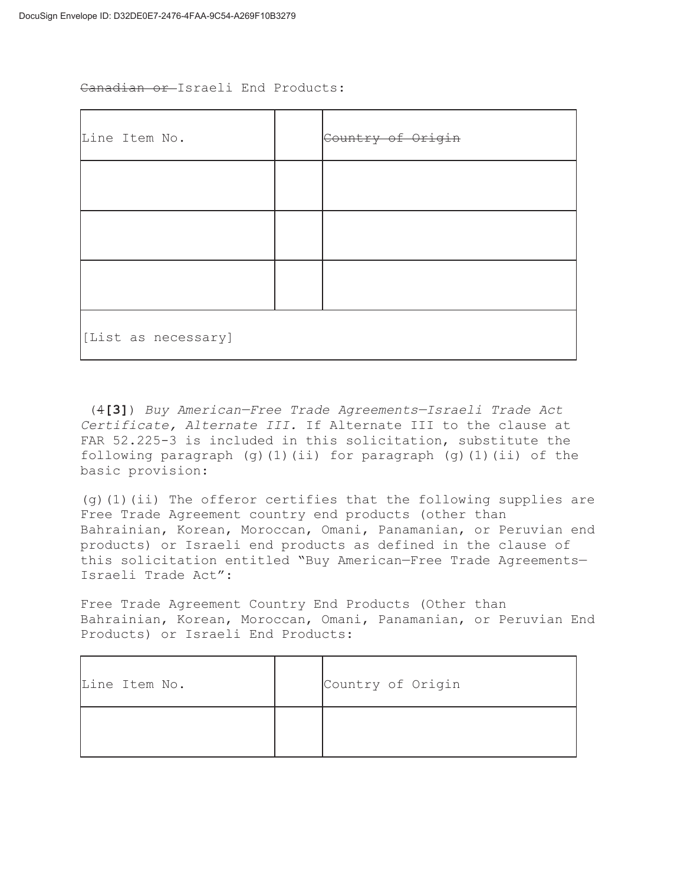~~Canadian or~~ Israeli End Products:

| Line Item No. | | ~~Country of Origin~~ |
|---|---|---|
| | | |
| | | |
| | | |
| [List as necessary] | | |

(~~4~~**[3]**) *Buy American—Free Trade Agreements—Israeli Trade Act Certificate, Alternate III.* If Alternate III to the clause at FAR 52.225-3 is included in this solicitation, substitute the following paragraph (g)(1)(ii) for paragraph (g)(1)(ii) of the basic provision:

(g)(1)(ii) The offeror certifies that the following supplies are Free Trade Agreement country end products (other than Bahrainian, Korean, Moroccan, Omani, Panamanian, or Peruvian end products) or Israeli end products as defined in the clause of this solicitation entitled "Buy American—Free Trade Agreements—Israeli Trade Act":

Free Trade Agreement Country End Products (Other than Bahrainian, Korean, Moroccan, Omani, Panamanian, or Peruvian End Products) or Israeli End Products:

| Line Item No. | | Country of Origin |
|---|---|---|
| | | |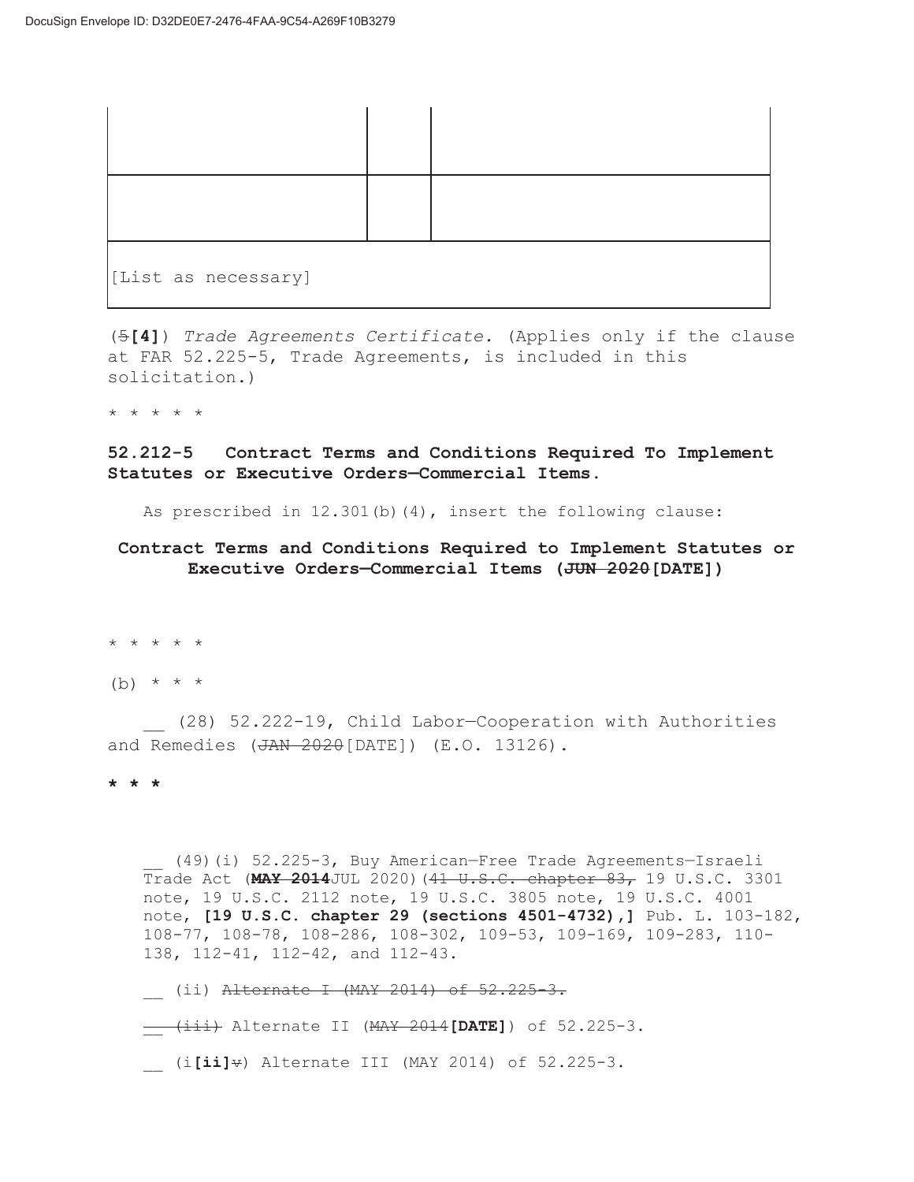DocuSign Envelope ID: D32DE0E7-2476-4FAA-9C54-A269F10B3279

| | | |
|---|---|---|
| | | |
| | | |
| [List as necessary] | | |

(~~5~~**[4]**) *Trade Agreements Certificate.* (Applies only if the clause at FAR 52.225-5, Trade Agreements, is included in this solicitation.)

\* \* \* \* \*

**52.212-5 Contract Terms and Conditions Required To Implement Statutes or Executive Orders—Commercial Items.**

As prescribed in 12.301(b)(4), insert the following clause:

**Contract Terms and Conditions Required to Implement Statutes or Executive Orders—Commercial Items (~~JUN 2020~~[DATE])**

\* \* \* \* \*

(b) \* \* \*

__ (28) 52.222-19, Child Labor—Cooperation with Authorities and Remedies (~~JAN 2020~~[DATE]) (E.O. 13126).

**\* \* \***

__ (49)(i) 52.225-3, Buy American—Free Trade Agreements—Israeli Trade Act (~~**MAY 2014**~~JUL 2020)(~~41 U.S.C. chapter 83,~~ 19 U.S.C. 3301 note, 19 U.S.C. 2112 note, 19 U.S.C. 3805 note, 19 U.S.C. 4001 note, **[19 U.S.C. chapter 29 (sections 4501-4732),]** Pub. L. 103-182, 108-77, 108-78, 108-286, 108-302, 109-53, 109-169, 109-283, 110-138, 112-41, 112-42, and 112-43.

__ (ii) ~~Alternate I (MAY 2014) of 52.225-3.~~

~~__ (iii)~~ Alternate II (~~MAY 2014~~**[DATE]**) of 52.225-3.

__ (i**[ii]**~~v~~) Alternate III (MAY 2014) of 52.225-3.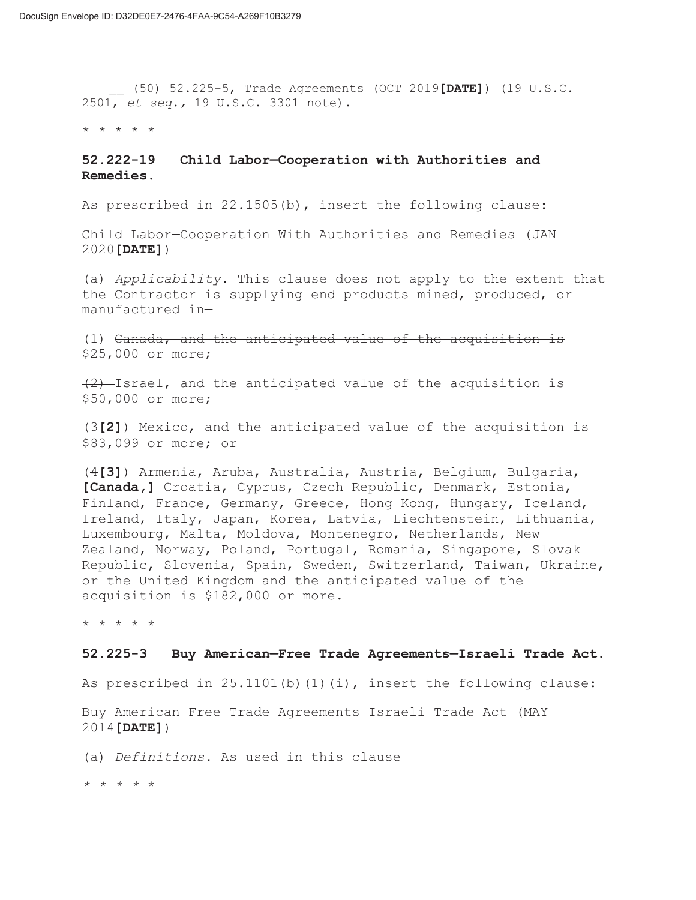__ (50) 52.225-5, Trade Agreements (~~OCT 2019~~**[DATE]**) (19 U.S.C. 2501, *et seq.*, 19 U.S.C. 3301 note).

\* \* \* \* \*

### 52.222-19 Child Labor—Cooperation with Authorities and Remedies.

As prescribed in 22.1505(b), insert the following clause:

Child Labor—Cooperation With Authorities and Remedies (~~JAN 2020~~**[DATE]**)

(a) *Applicability.* This clause does not apply to the extent that the Contractor is supplying end products mined, produced, or manufactured in—

(1) ~~Canada, and the anticipated value of the acquisition is $25,000 or more;~~

~~(2)~~ Israel, and the anticipated value of the acquisition is $50,000 or more;

(~~3~~**[2]**) Mexico, and the anticipated value of the acquisition is $83,099 or more; or

(~~4~~**[3]**) Armenia, Aruba, Australia, Austria, Belgium, Bulgaria, **[Canada,]** Croatia, Cyprus, Czech Republic, Denmark, Estonia, Finland, France, Germany, Greece, Hong Kong, Hungary, Iceland, Ireland, Italy, Japan, Korea, Latvia, Liechtenstein, Lithuania, Luxembourg, Malta, Moldova, Montenegro, Netherlands, New Zealand, Norway, Poland, Portugal, Romania, Singapore, Slovak Republic, Slovenia, Spain, Sweden, Switzerland, Taiwan, Ukraine, or the United Kingdom and the anticipated value of the acquisition is $182,000 or more.

\* \* \* \* \*

### 52.225-3 Buy American—Free Trade Agreements—Israeli Trade Act.

As prescribed in 25.1101(b)(1)(i), insert the following clause:

Buy American—Free Trade Agreements—Israeli Trade Act (~~MAY 2014~~**[DATE]**)

(a) *Definitions.* As used in this clause—

\* \* \* \* \*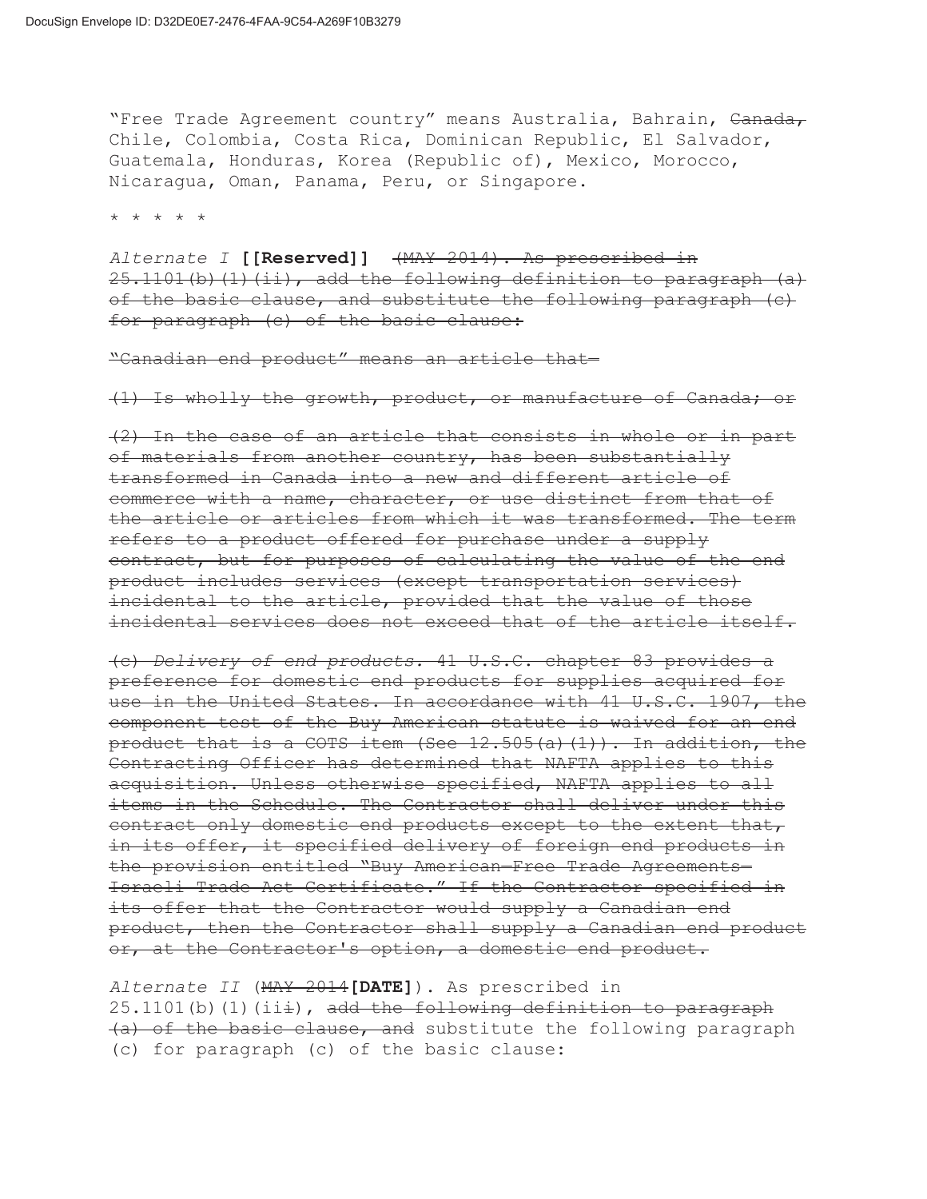"Free Trade Agreement country" means Australia, Bahrain, ~~Canada,~~ Chile, Colombia, Costa Rica, Dominican Republic, El Salvador, Guatemala, Honduras, Korea (Republic of), Mexico, Morocco, Nicaragua, Oman, Panama, Peru, or Singapore.

\* \* \* \* \*

*Alternate I* **[[Reserved]]** ~~(MAY 2014). As prescribed in 25.1101(b)(1)(ii), add the following definition to paragraph (a) of the basic clause, and substitute the following paragraph (c) for paragraph (c) of the basic clause:~~

~~"Canadian end product" means an article that—~~

~~(1) Is wholly the growth, product, or manufacture of Canada; or~~

~~(2) In the case of an article that consists in whole or in part of materials from another country, has been substantially transformed in Canada into a new and different article of commerce with a name, character, or use distinct from that of the article or articles from which it was transformed. The term refers to a product offered for purchase under a supply contract, but for purposes of calculating the value of the end product includes services (except transportation services) incidental to the article, provided that the value of those incidental services does not exceed that of the article itself.~~

~~(c) *Delivery of end products.* 41 U.S.C. chapter 83 provides a preference for domestic end products for supplies acquired for use in the United States. In accordance with 41 U.S.C. 1907, the component test of the Buy American statute is waived for an end product that is a COTS item (See 12.505(a)(1)). In addition, the Contracting Officer has determined that NAFTA applies to this acquisition. Unless otherwise specified, NAFTA applies to all items in the Schedule. The Contractor shall deliver under this contract only domestic end products except to the extent that, in its offer, it specified delivery of foreign end products in the provision entitled "Buy American—Free Trade Agreements—Israeli Trade Act Certificate." If the Contractor specified in its offer that the Contractor would supply a Canadian end product, then the Contractor shall supply a Canadian end product or, at the Contractor's option, a domestic end product.~~

*Alternate II* (~~MAY 2014~~**[DATE]**). As prescribed in 25.1101(b)(1)(ii~~i~~), ~~add the following definition to paragraph (a) of the basic clause, and~~ substitute the following paragraph (c) for paragraph (c) of the basic clause: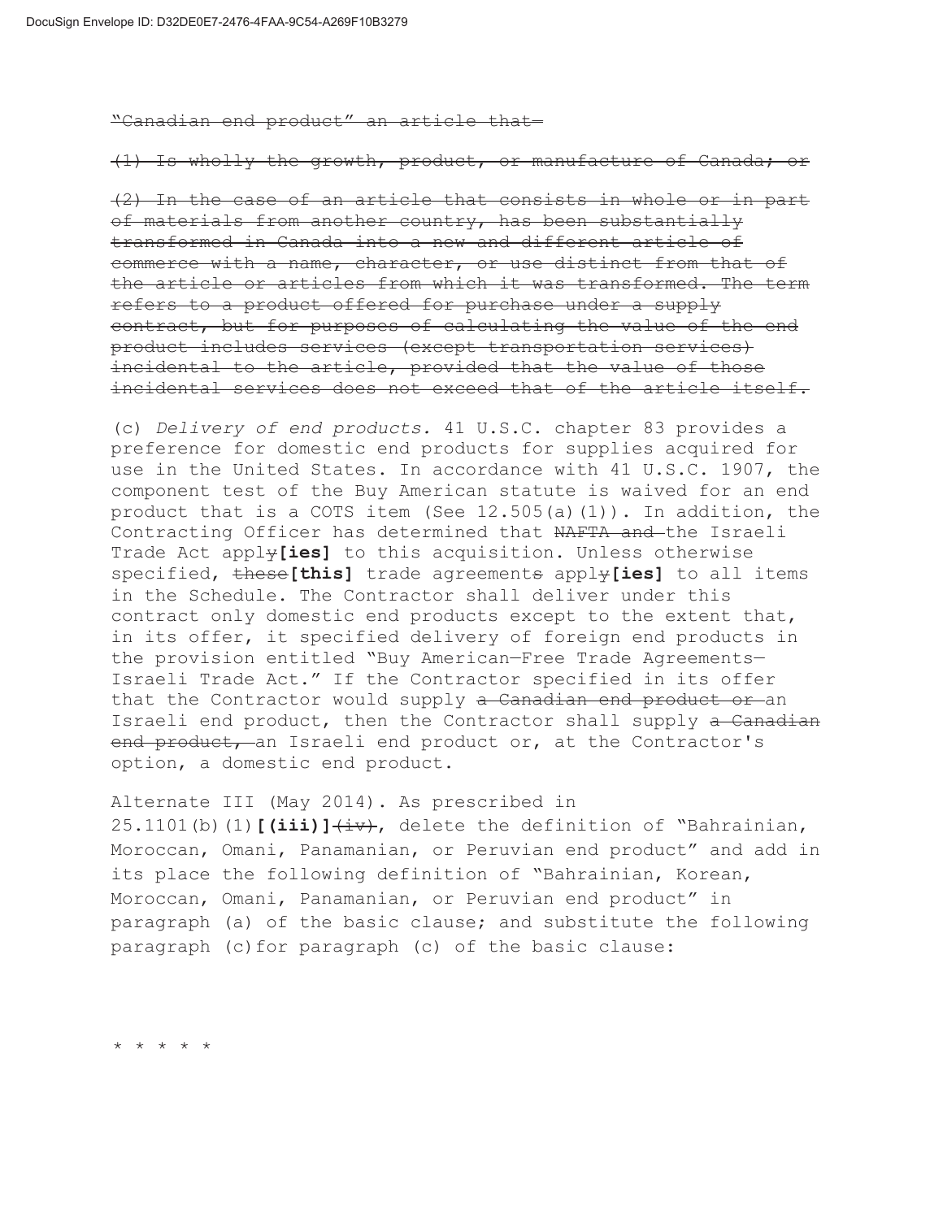~~"Canadian end product" an article that—~~

~~(1) Is wholly the growth, product, or manufacture of Canada; or~~

~~(2) In the case of an article that consists in whole or in part of materials from another country, has been substantially transformed in Canada into a new and different article of commerce with a name, character, or use distinct from that of the article or articles from which it was transformed. The term refers to a product offered for purchase under a supply contract, but for purposes of calculating the value of the end product includes services (except transportation services) incidental to the article, provided that the value of those incidental services does not exceed that of the article itself.~~

(c) *Delivery of end products.* 41 U.S.C. chapter 83 provides a preference for domestic end products for supplies acquired for use in the United States. In accordance with 41 U.S.C. 1907, the component test of the Buy American statute is waived for an end product that is a COTS item (See 12.505(a)(1)). In addition, the Contracting Officer has determined that ~~NAFTA and~~ the Israeli Trade Act appl~~y~~**[ies]** to this acquisition. Unless otherwise specified, ~~these~~**[this]** trade agreement~~s~~ appl~~y~~**[ies]** to all items in the Schedule. The Contractor shall deliver under this contract only domestic end products except to the extent that, in its offer, it specified delivery of foreign end products in the provision entitled "Buy American—Free Trade Agreements—Israeli Trade Act." If the Contractor specified in its offer that the Contractor would supply ~~a Canadian end product or~~ an Israeli end product, then the Contractor shall supply ~~a Canadian end product,~~ an Israeli end product or, at the Contractor's option, a domestic end product.

Alternate III (May 2014). As prescribed in 25.1101(b)(1)**[(iii)]**~~(iv)~~, delete the definition of "Bahrainian, Moroccan, Omani, Panamanian, or Peruvian end product" and add in its place the following definition of "Bahrainian, Korean, Moroccan, Omani, Panamanian, or Peruvian end product" in paragraph (a) of the basic clause; and substitute the following paragraph (c) for paragraph (c) of the basic clause:

\* \* \* \* \*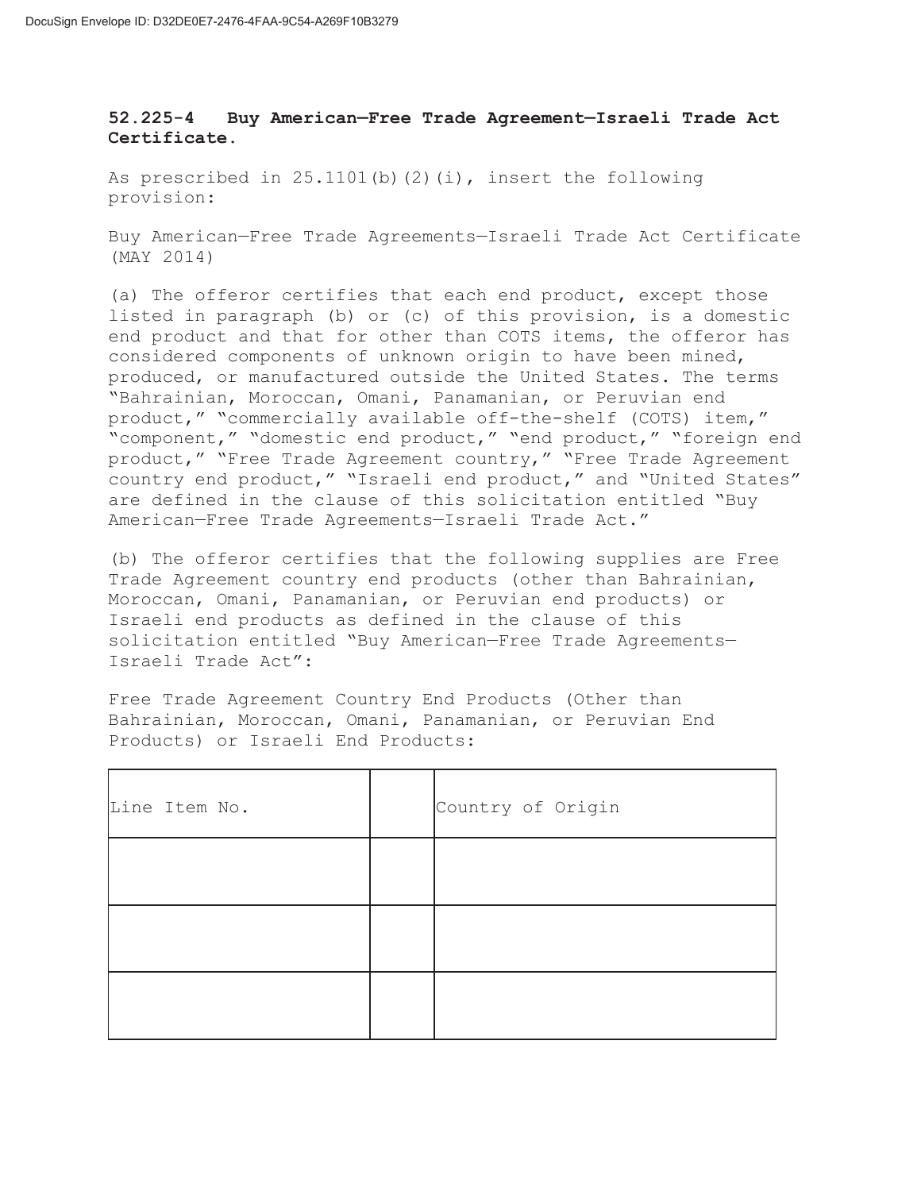**52.225-4 Buy American—Free Trade Agreement—Israeli Trade Act Certificate.**

As prescribed in 25.1101(b)(2)(i), insert the following provision:

Buy American—Free Trade Agreements—Israeli Trade Act Certificate (MAY 2014)

(a) The offeror certifies that each end product, except those listed in paragraph (b) or (c) of this provision, is a domestic end product and that for other than COTS items, the offeror has considered components of unknown origin to have been mined, produced, or manufactured outside the United States. The terms "Bahrainian, Moroccan, Omani, Panamanian, or Peruvian end product," "commercially available off-the-shelf (COTS) item," "component," "domestic end product," "end product," "foreign end product," "Free Trade Agreement country," "Free Trade Agreement country end product," "Israeli end product," and "United States" are defined in the clause of this solicitation entitled "Buy American—Free Trade Agreements—Israeli Trade Act."

(b) The offeror certifies that the following supplies are Free Trade Agreement country end products (other than Bahrainian, Moroccan, Omani, Panamanian, or Peruvian end products) or Israeli end products as defined in the clause of this solicitation entitled "Buy American—Free Trade Agreements—Israeli Trade Act":

Free Trade Agreement Country End Products (Other than Bahrainian, Moroccan, Omani, Panamanian, or Peruvian End Products) or Israeli End Products:

| Line Item No. | | Country of Origin |
|---|---|---|
| | | |
| | | |
| | | |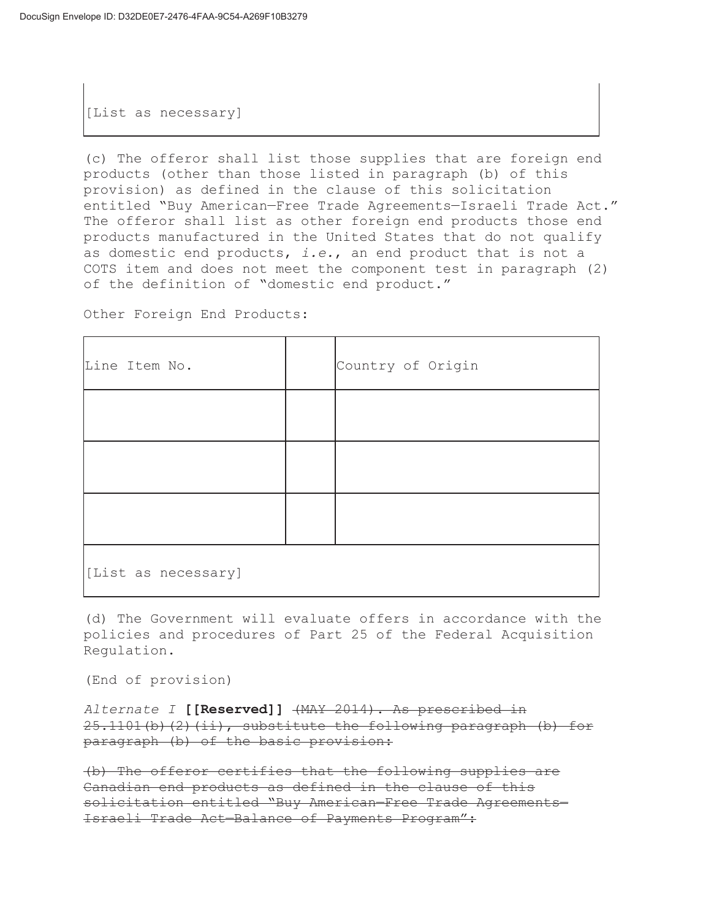[List as necessary]

(c) The offeror shall list those supplies that are foreign end products (other than those listed in paragraph (b) of this provision) as defined in the clause of this solicitation entitled "Buy American—Free Trade Agreements—Israeli Trade Act." The offeror shall list as other foreign end products those end products manufactured in the United States that do not qualify as domestic end products, *i.e.*, an end product that is not a COTS item and does not meet the component test in paragraph (2) of the definition of "domestic end product."

Other Foreign End Products:

| Line Item No. | | Country of Origin |
| --- | --- | --- |
| | | |
| | | |
| | | |
| [List as necessary] | | |

(d) The Government will evaluate offers in accordance with the policies and procedures of Part 25 of the Federal Acquisition Regulation.

(End of provision)

*Alternate I* **[[Reserved]]** ~~(MAY 2014). As prescribed in 25.1101(b)(2)(ii), substitute the following paragraph (b) for paragraph (b) of the basic provision:~~

~~(b) The offeror certifies that the following supplies are Canadian end products as defined in the clause of this solicitation entitled "Buy American—Free Trade Agreements—Israeli Trade Act—Balance of Payments Program":~~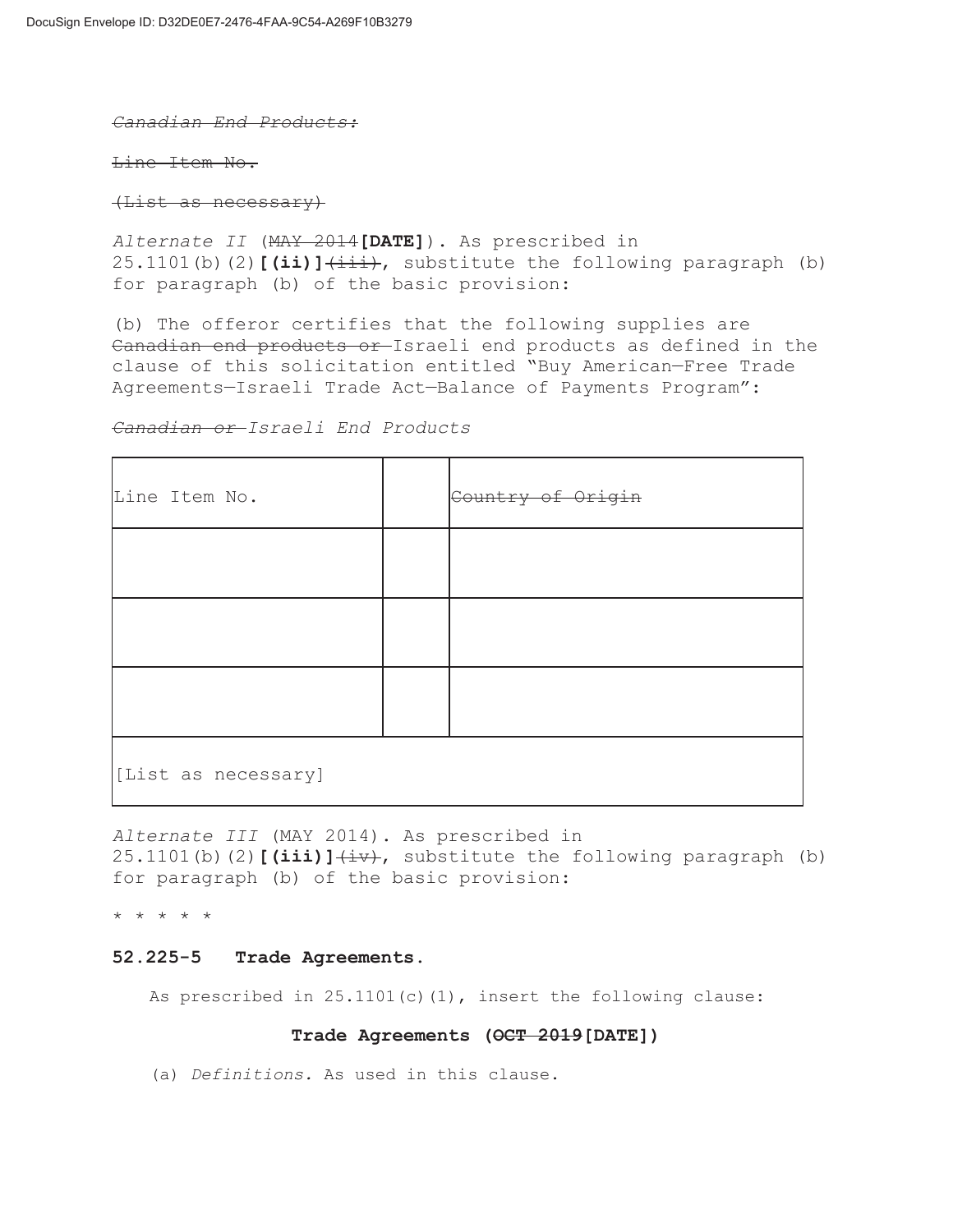~~*Canadian End Products:*~~

~~Line Item No.~~

~~(List as necessary)~~

*Alternate II* (~~MAY 2014~~**[DATE]**). As prescribed in 25.1101(b)(2)**[(ii)]**~~(iii)~~, substitute the following paragraph (b) for paragraph (b) of the basic provision:

(b) The offeror certifies that the following supplies are ~~Canadian end products or~~ Israeli end products as defined in the clause of this solicitation entitled "Buy American—Free Trade Agreements—Israeli Trade Act—Balance of Payments Program":

~~*Canadian or*~~ *Israeli End Products*

| Line Item No. | | ~~Country of Origin~~ |
|---|---|---|
| | | |
| | | |
| | | |
| [List as necessary] | | |

*Alternate III* (MAY 2014). As prescribed in 25.1101(b)(2)**[(iii)]**~~(iv)~~, substitute the following paragraph (b) for paragraph (b) of the basic provision:

* * * * *

**52.225-5 Trade Agreements.**

As prescribed in 25.1101(c)(1), insert the following clause:

**Trade Agreements (~~OCT 2019~~[DATE])**

(a) *Definitions.* As used in this clause.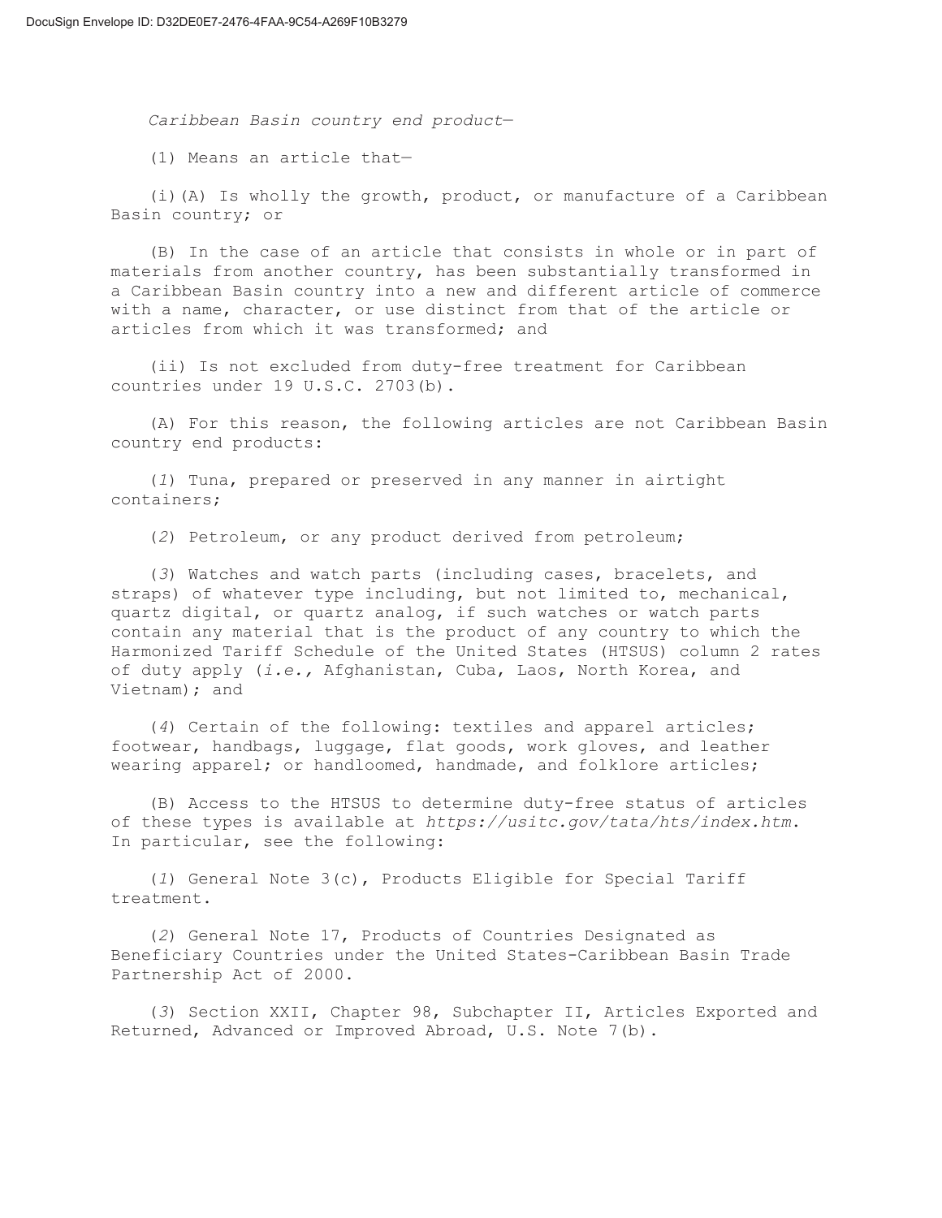*Caribbean Basin country end product*—

(1) Means an article that—

(i)(A) Is wholly the growth, product, or manufacture of a Caribbean Basin country; or

(B) In the case of an article that consists in whole or in part of materials from another country, has been substantially transformed in a Caribbean Basin country into a new and different article of commerce with a name, character, or use distinct from that of the article or articles from which it was transformed; and

(ii) Is not excluded from duty-free treatment for Caribbean countries under 19 U.S.C. 2703(b).

(A) For this reason, the following articles are not Caribbean Basin country end products:

(*1*) Tuna, prepared or preserved in any manner in airtight containers;

(*2*) Petroleum, or any product derived from petroleum;

(*3*) Watches and watch parts (including cases, bracelets, and straps) of whatever type including, but not limited to, mechanical, quartz digital, or quartz analog, if such watches or watch parts contain any material that is the product of any country to which the Harmonized Tariff Schedule of the United States (HTSUS) column 2 rates of duty apply (*i.e.,* Afghanistan, Cuba, Laos, North Korea, and Vietnam); and

(*4*) Certain of the following: textiles and apparel articles; footwear, handbags, luggage, flat goods, work gloves, and leather wearing apparel; or handloomed, handmade, and folklore articles;

(B) Access to the HTSUS to determine duty-free status of articles of these types is available at *https://usitc.gov/tata/hts/index.htm*. In particular, see the following:

(*1*) General Note 3(c), Products Eligible for Special Tariff treatment.

(*2*) General Note 17, Products of Countries Designated as Beneficiary Countries under the United States-Caribbean Basin Trade Partnership Act of 2000.

(*3*) Section XXII, Chapter 98, Subchapter II, Articles Exported and Returned, Advanced or Improved Abroad, U.S. Note 7(b).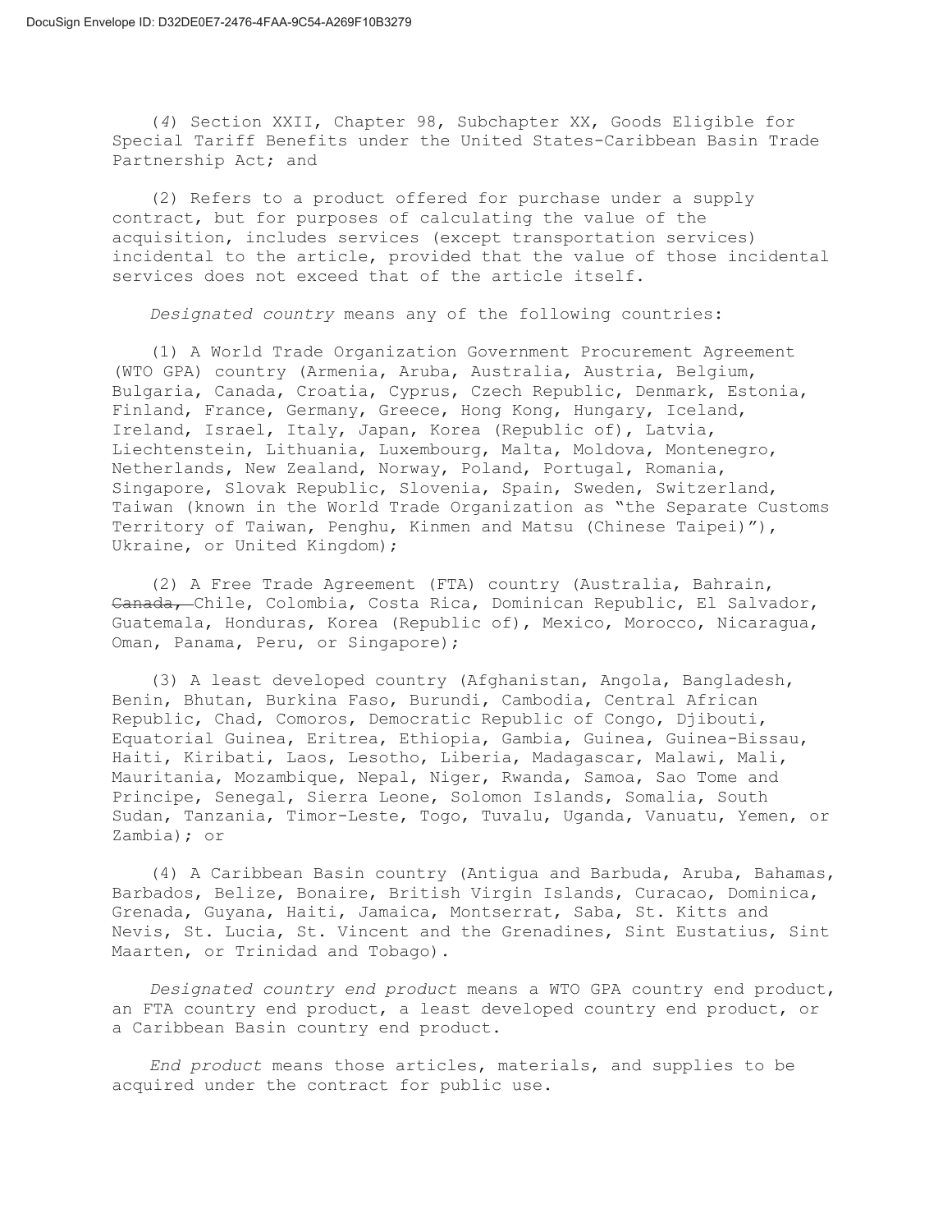(*4*) Section XXII, Chapter 98, Subchapter XX, Goods Eligible for Special Tariff Benefits under the United States-Caribbean Basin Trade Partnership Act; and

(2) Refers to a product offered for purchase under a supply contract, but for purposes of calculating the value of the acquisition, includes services (except transportation services) incidental to the article, provided that the value of those incidental services does not exceed that of the article itself.

*Designated country* means any of the following countries:

(1) A World Trade Organization Government Procurement Agreement (WTO GPA) country (Armenia, Aruba, Australia, Austria, Belgium, Bulgaria, Canada, Croatia, Cyprus, Czech Republic, Denmark, Estonia, Finland, France, Germany, Greece, Hong Kong, Hungary, Iceland, Ireland, Israel, Italy, Japan, Korea (Republic of), Latvia, Liechtenstein, Lithuania, Luxembourg, Malta, Moldova, Montenegro, Netherlands, New Zealand, Norway, Poland, Portugal, Romania, Singapore, Slovak Republic, Slovenia, Spain, Sweden, Switzerland, Taiwan (known in the World Trade Organization as "the Separate Customs Territory of Taiwan, Penghu, Kinmen and Matsu (Chinese Taipei)"), Ukraine, or United Kingdom);

(2) A Free Trade Agreement (FTA) country (Australia, Bahrain, ~~Canada,~~ Chile, Colombia, Costa Rica, Dominican Republic, El Salvador, Guatemala, Honduras, Korea (Republic of), Mexico, Morocco, Nicaragua, Oman, Panama, Peru, or Singapore);

(3) A least developed country (Afghanistan, Angola, Bangladesh, Benin, Bhutan, Burkina Faso, Burundi, Cambodia, Central African Republic, Chad, Comoros, Democratic Republic of Congo, Djibouti, Equatorial Guinea, Eritrea, Ethiopia, Gambia, Guinea, Guinea-Bissau, Haiti, Kiribati, Laos, Lesotho, Liberia, Madagascar, Malawi, Mali, Mauritania, Mozambique, Nepal, Niger, Rwanda, Samoa, Sao Tome and Principe, Senegal, Sierra Leone, Solomon Islands, Somalia, South Sudan, Tanzania, Timor-Leste, Togo, Tuvalu, Uganda, Vanuatu, Yemen, or Zambia); or

(4) A Caribbean Basin country (Antigua and Barbuda, Aruba, Bahamas, Barbados, Belize, Bonaire, British Virgin Islands, Curacao, Dominica, Grenada, Guyana, Haiti, Jamaica, Montserrat, Saba, St. Kitts and Nevis, St. Lucia, St. Vincent and the Grenadines, Sint Eustatius, Sint Maarten, or Trinidad and Tobago).

*Designated country end product* means a WTO GPA country end product, an FTA country end product, a least developed country end product, or a Caribbean Basin country end product.

*End product* means those articles, materials, and supplies to be acquired under the contract for public use.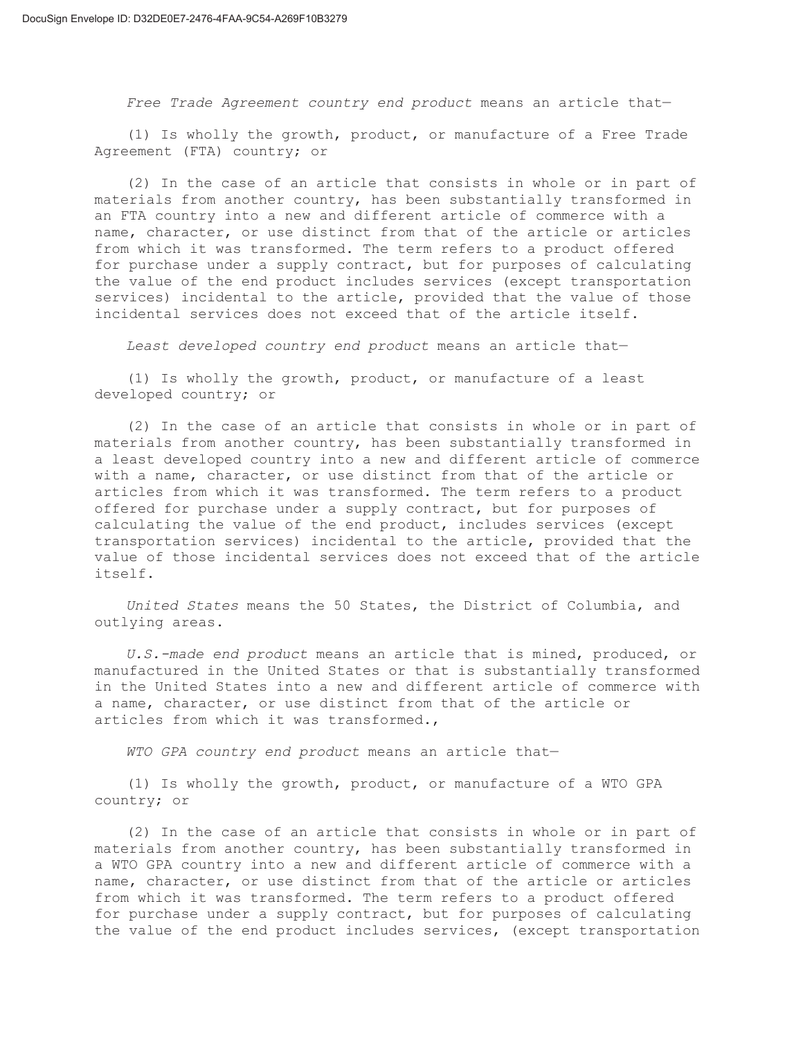*Free Trade Agreement country end product* means an article that—

(1) Is wholly the growth, product, or manufacture of a Free Trade Agreement (FTA) country; or

(2) In the case of an article that consists in whole or in part of materials from another country, has been substantially transformed in an FTA country into a new and different article of commerce with a name, character, or use distinct from that of the article or articles from which it was transformed. The term refers to a product offered for purchase under a supply contract, but for purposes of calculating the value of the end product includes services (except transportation services) incidental to the article, provided that the value of those incidental services does not exceed that of the article itself.

*Least developed country end product* means an article that—

(1) Is wholly the growth, product, or manufacture of a least developed country; or

(2) In the case of an article that consists in whole or in part of materials from another country, has been substantially transformed in a least developed country into a new and different article of commerce with a name, character, or use distinct from that of the article or articles from which it was transformed. The term refers to a product offered for purchase under a supply contract, but for purposes of calculating the value of the end product, includes services (except transportation services) incidental to the article, provided that the value of those incidental services does not exceed that of the article itself.

*United States* means the 50 States, the District of Columbia, and outlying areas.

*U.S.-made end product* means an article that is mined, produced, or manufactured in the United States or that is substantially transformed in the United States into a new and different article of commerce with a name, character, or use distinct from that of the article or articles from which it was transformed.,

*WTO GPA country end product* means an article that—

(1) Is wholly the growth, product, or manufacture of a WTO GPA country; or

(2) In the case of an article that consists in whole or in part of materials from another country, has been substantially transformed in a WTO GPA country into a new and different article of commerce with a name, character, or use distinct from that of the article or articles from which it was transformed. The term refers to a product offered for purchase under a supply contract, but for purposes of calculating the value of the end product includes services, (except transportation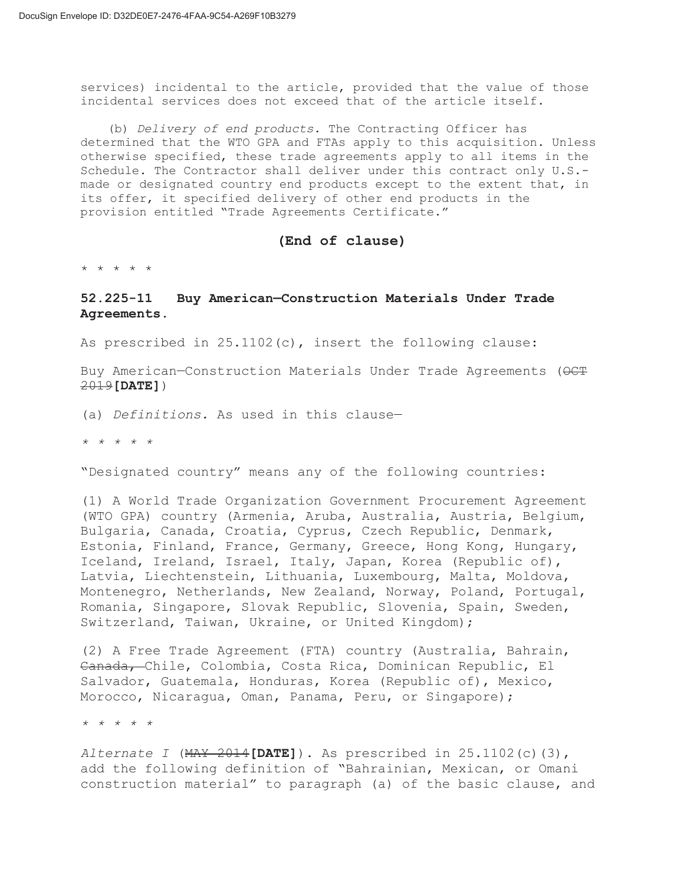services) incidental to the article, provided that the value of those incidental services does not exceed that of the article itself.

(b) *Delivery of end products.* The Contracting Officer has determined that the WTO GPA and FTAs apply to this acquisition. Unless otherwise specified, these trade agreements apply to all items in the Schedule. The Contractor shall deliver under this contract only U.S.-made or designated country end products except to the extent that, in its offer, it specified delivery of other end products in the provision entitled "Trade Agreements Certificate."

**(End of clause)**

\* \* \* \* \*

**52.225-11 Buy American—Construction Materials Under Trade Agreements.**

As prescribed in 25.1102(c), insert the following clause:

Buy American—Construction Materials Under Trade Agreements (~~OCT 2019~~**[DATE]**)

(a) *Definitions.* As used in this clause—

\* \* \* \* \*

"Designated country" means any of the following countries:

(1) A World Trade Organization Government Procurement Agreement (WTO GPA) country (Armenia, Aruba, Australia, Austria, Belgium, Bulgaria, Canada, Croatia, Cyprus, Czech Republic, Denmark, Estonia, Finland, France, Germany, Greece, Hong Kong, Hungary, Iceland, Ireland, Israel, Italy, Japan, Korea (Republic of), Latvia, Liechtenstein, Lithuania, Luxembourg, Malta, Moldova, Montenegro, Netherlands, New Zealand, Norway, Poland, Portugal, Romania, Singapore, Slovak Republic, Slovenia, Spain, Sweden, Switzerland, Taiwan, Ukraine, or United Kingdom);

(2) A Free Trade Agreement (FTA) country (Australia, Bahrain, ~~Canada,~~ Chile, Colombia, Costa Rica, Dominican Republic, El Salvador, Guatemala, Honduras, Korea (Republic of), Mexico, Morocco, Nicaragua, Oman, Panama, Peru, or Singapore);

\* \* \* \* \*

*Alternate I* (~~MAY 2014~~**[DATE]**). As prescribed in 25.1102(c)(3), add the following definition of "Bahrainian, Mexican, or Omani construction material" to paragraph (a) of the basic clause, and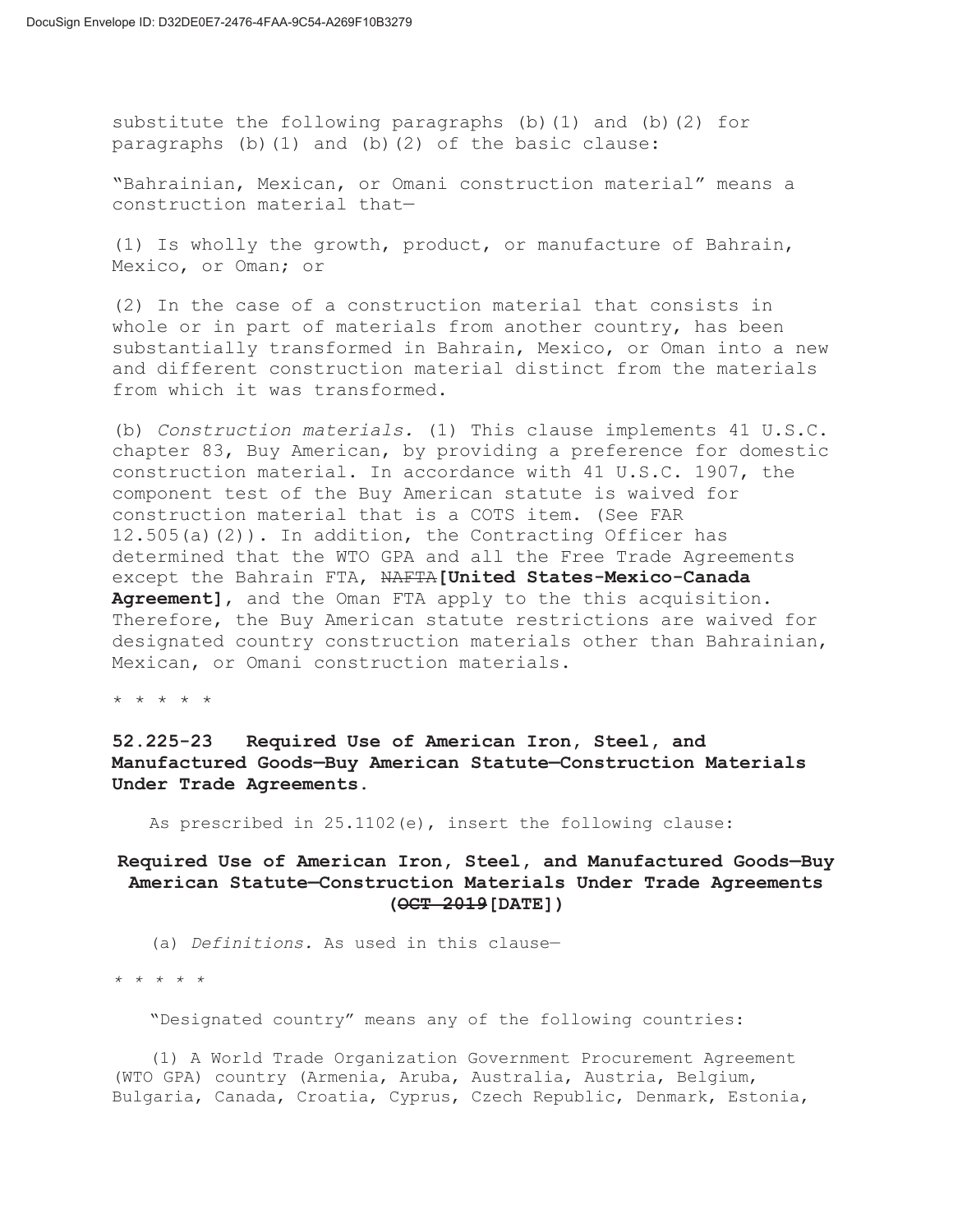substitute the following paragraphs (b)(1) and (b)(2) for paragraphs (b)(1) and (b)(2) of the basic clause:

"Bahrainian, Mexican, or Omani construction material" means a construction material that—

(1) Is wholly the growth, product, or manufacture of Bahrain, Mexico, or Oman; or

(2) In the case of a construction material that consists in whole or in part of materials from another country, has been substantially transformed in Bahrain, Mexico, or Oman into a new and different construction material distinct from the materials from which it was transformed.

(b) *Construction materials.* (1) This clause implements 41 U.S.C. chapter 83, Buy American, by providing a preference for domestic construction material. In accordance with 41 U.S.C. 1907, the component test of the Buy American statute is waived for construction material that is a COTS item. (See FAR 12.505(a)(2)). In addition, the Contracting Officer has determined that the WTO GPA and all the Free Trade Agreements except the Bahrain FTA, ~~NAFTA~~**[United States-Mexico-Canada Agreement]**, and the Oman FTA apply to the this acquisition. Therefore, the Buy American statute restrictions are waived for designated country construction materials other than Bahrainian, Mexican, or Omani construction materials.

\* \* \* \* \*

**52.225-23 Required Use of American Iron, Steel, and Manufactured Goods—Buy American Statute—Construction Materials Under Trade Agreements.**

As prescribed in 25.1102(e), insert the following clause:

**Required Use of American Iron, Steel, and Manufactured Goods—Buy American Statute—Construction Materials Under Trade Agreements (~~OCT 2019~~[DATE])**

(a) *Definitions.* As used in this clause—

\* \* \* \* \*

"Designated country" means any of the following countries:

(1) A World Trade Organization Government Procurement Agreement (WTO GPA) country (Armenia, Aruba, Australia, Austria, Belgium, Bulgaria, Canada, Croatia, Cyprus, Czech Republic, Denmark, Estonia,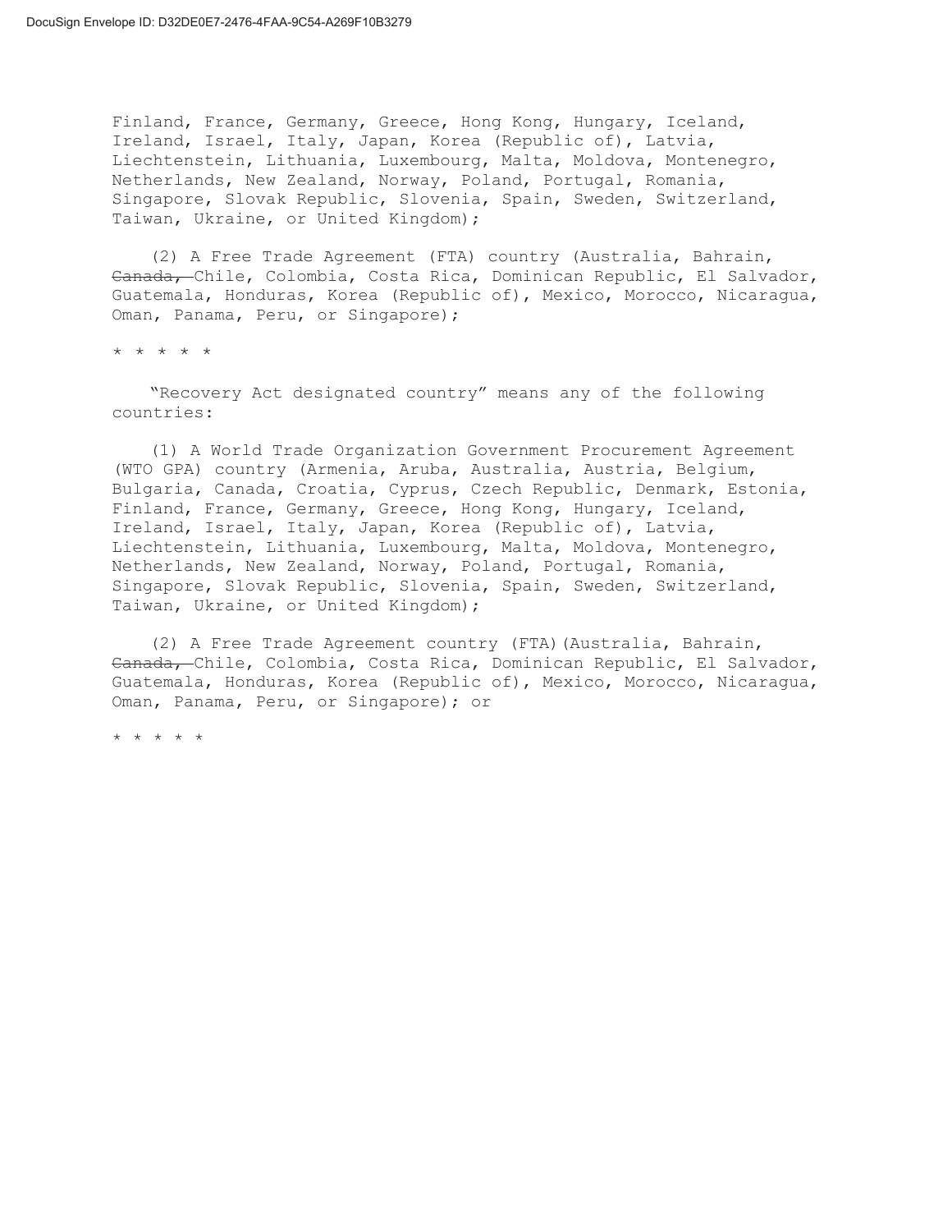Finland, France, Germany, Greece, Hong Kong, Hungary, Iceland, Ireland, Israel, Italy, Japan, Korea (Republic of), Latvia, Liechtenstein, Lithuania, Luxembourg, Malta, Moldova, Montenegro, Netherlands, New Zealand, Norway, Poland, Portugal, Romania, Singapore, Slovak Republic, Slovenia, Spain, Sweden, Switzerland, Taiwan, Ukraine, or United Kingdom);

(2) A Free Trade Agreement (FTA) country (Australia, Bahrain, ~~Canada,~~ Chile, Colombia, Costa Rica, Dominican Republic, El Salvador, Guatemala, Honduras, Korea (Republic of), Mexico, Morocco, Nicaragua, Oman, Panama, Peru, or Singapore);

\* \* \* \* \*

"Recovery Act designated country" means any of the following countries:

(1) A World Trade Organization Government Procurement Agreement (WTO GPA) country (Armenia, Aruba, Australia, Austria, Belgium, Bulgaria, Canada, Croatia, Cyprus, Czech Republic, Denmark, Estonia, Finland, France, Germany, Greece, Hong Kong, Hungary, Iceland, Ireland, Israel, Italy, Japan, Korea (Republic of), Latvia, Liechtenstein, Lithuania, Luxembourg, Malta, Moldova, Montenegro, Netherlands, New Zealand, Norway, Poland, Portugal, Romania, Singapore, Slovak Republic, Slovenia, Spain, Sweden, Switzerland, Taiwan, Ukraine, or United Kingdom);

(2) A Free Trade Agreement country (FTA)(Australia, Bahrain, ~~Canada,~~ Chile, Colombia, Costa Rica, Dominican Republic, El Salvador, Guatemala, Honduras, Korea (Republic of), Mexico, Morocco, Nicaragua, Oman, Panama, Peru, or Singapore); or

\* \* \* \* \*